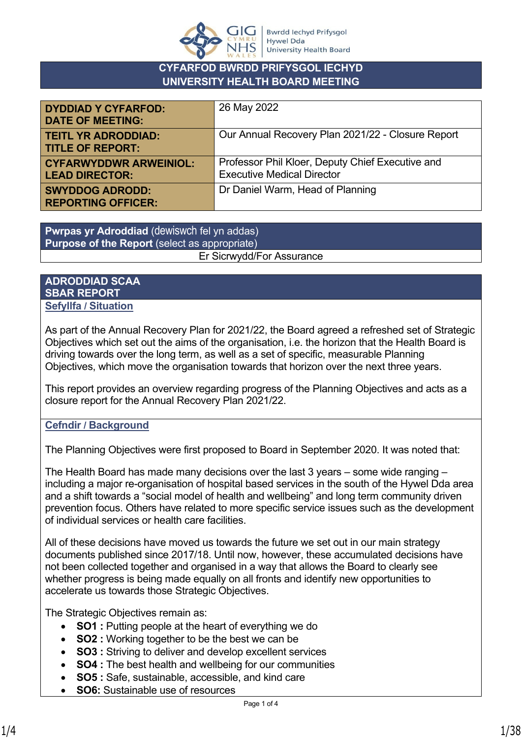# CYFARFOD BWRDD PRIFYSGOL IECHYD
# UNIVERSITY HEALTH BOARD MEETING

| | |
|---|---|
| **DYDDIAD Y CYFARFOD: DATE OF MEETING:** | 26 May 2022 |
| **TEITL YR ADRODDIAD: TITLE OF REPORT:** | Our Annual Recovery Plan 2021/22 - Closure Report |
| **CYFARWYDDWR ARWEINIOL: LEAD DIRECTOR:** | Professor Phil Kloer, Deputy Chief Executive and Executive Medical Director |
| **SWYDDOG ADRODD: REPORTING OFFICER:** | Dr Daniel Warm, Head of Planning |

| **Pwrpas yr Adroddiad** (dewiswch fel yn addas) **Purpose of the Report** (select as appropriate) |
|---|
| Er Sicrwydd/For Assurance |

## ADRODDIAD SCAA
## SBAR REPORT

### Sefyllfa / Situation

As part of the Annual Recovery Plan for 2021/22, the Board agreed a refreshed set of Strategic Objectives which set out the aims of the organisation, i.e. the horizon that the Health Board is driving towards over the long term, as well as a set of specific, measurable Planning Objectives, which move the organisation towards that horizon over the next three years.

This report provides an overview regarding progress of the Planning Objectives and acts as a closure report for the Annual Recovery Plan 2021/22.

### Cefndir / Background

The Planning Objectives were first proposed to Board in September 2020. It was noted that:

The Health Board has made many decisions over the last 3 years – some wide ranging – including a major re-organisation of hospital based services in the south of the Hywel Dda area and a shift towards a "social model of health and wellbeing" and long term community driven prevention focus. Others have related to more specific service issues such as the development of individual services or health care facilities.

All of these decisions have moved us towards the future we set out in our main strategy documents published since 2017/18. Until now, however, these accumulated decisions have not been collected together and organised in a way that allows the Board to clearly see whether progress is being made equally on all fronts and identify new opportunities to accelerate us towards those Strategic Objectives.

The Strategic Objectives remain as:

- **SO1 :** Putting people at the heart of everything we do
- **SO2 :** Working together to be the best we can be
- **SO3 :** Striving to deliver and develop excellent services
- **SO4 :** The best health and wellbeing for our communities
- **SO5 :** Safe, sustainable, accessible, and kind care
- **SO6:** Sustainable use of resources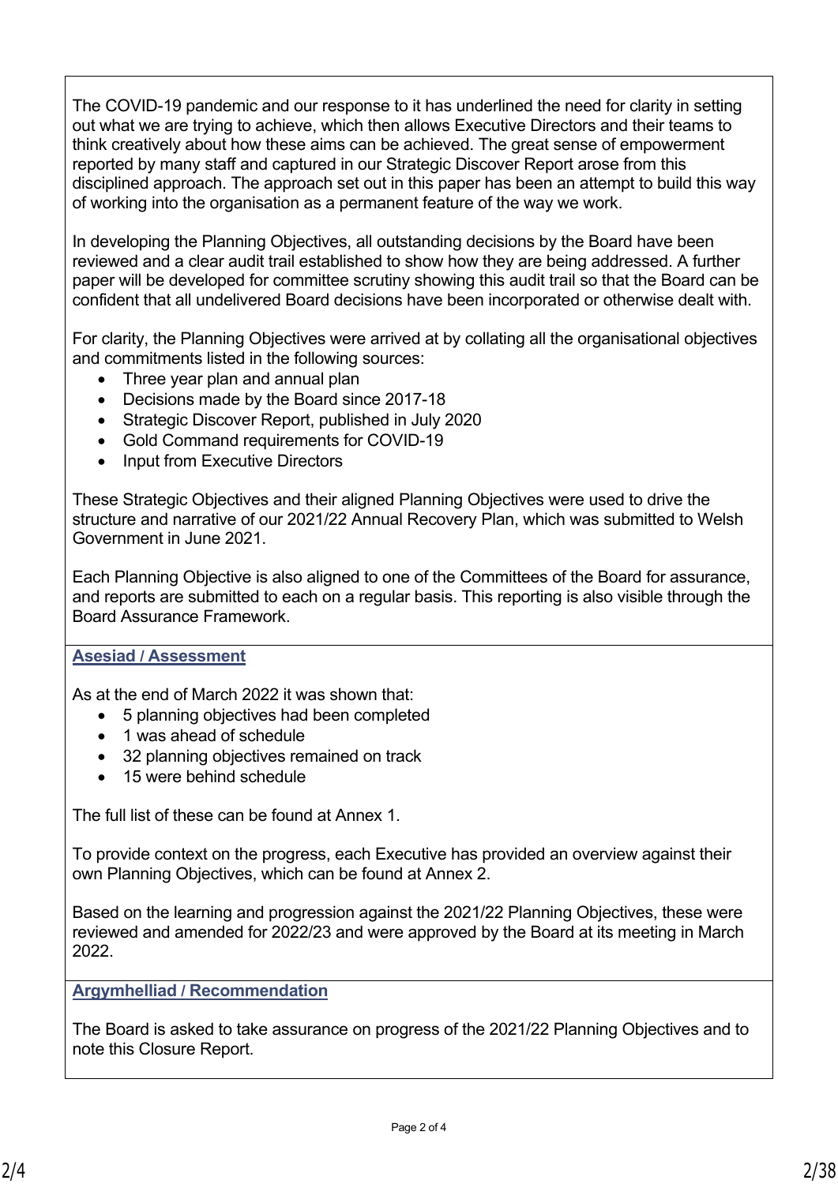The COVID-19 pandemic and our response to it has underlined the need for clarity in setting out what we are trying to achieve, which then allows Executive Directors and their teams to think creatively about how these aims can be achieved. The great sense of empowerment reported by many staff and captured in our Strategic Discover Report arose from this disciplined approach. The approach set out in this paper has been an attempt to build this way of working into the organisation as a permanent feature of the way we work.

In developing the Planning Objectives, all outstanding decisions by the Board have been reviewed and a clear audit trail established to show how they are being addressed. A further paper will be developed for committee scrutiny showing this audit trail so that the Board can be confident that all undelivered Board decisions have been incorporated or otherwise dealt with.

For clarity, the Planning Objectives were arrived at by collating all the organisational objectives and commitments listed in the following sources:

- Three year plan and annual plan
- Decisions made by the Board since 2017-18
- Strategic Discover Report, published in July 2020
- Gold Command requirements for COVID-19
- Input from Executive Directors

These Strategic Objectives and their aligned Planning Objectives were used to drive the structure and narrative of our 2021/22 Annual Recovery Plan, which was submitted to Welsh Government in June 2021.

Each Planning Objective is also aligned to one of the Committees of the Board for assurance, and reports are submitted to each on a regular basis. This reporting is also visible through the Board Assurance Framework.

**Asesiad / Assessment**

As at the end of March 2022 it was shown that:

- 5 planning objectives had been completed
- 1 was ahead of schedule
- 32 planning objectives remained on track
- 15 were behind schedule

The full list of these can be found at Annex 1.

To provide context on the progress, each Executive has provided an overview against their own Planning Objectives, which can be found at Annex 2.

Based on the learning and progression against the 2021/22 Planning Objectives, these were reviewed and amended for 2022/23 and were approved by the Board at its meeting in March 2022.

**Argymhelliad / Recommendation**

The Board is asked to take assurance on progress of the 2021/22 Planning Objectives and to note this Closure Report.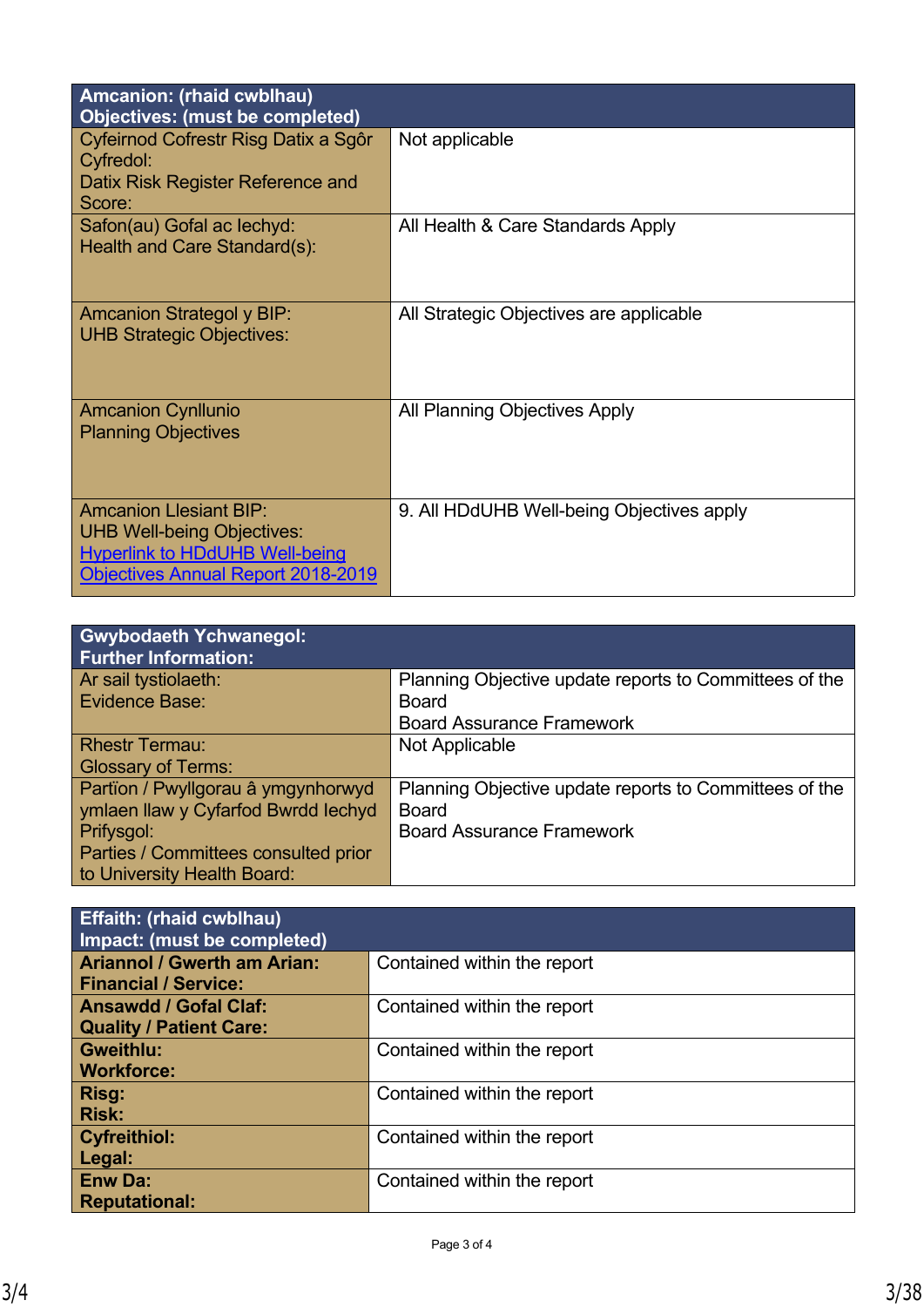| Amcanion: (rhaid cwblhau)<br>Objectives: (must be completed) | |
|---|---|
| Cyfeirnod Cofrestr Risg Datix a Sgôr Cyfredol:<br>Datix Risk Register Reference and Score: | Not applicable |
| Safon(au) Gofal ac Iechyd:<br>Health and Care Standard(s): | All Health & Care Standards Apply |
| Amcanion Strategol y BIP:<br>UHB Strategic Objectives: | All Strategic Objectives are applicable |
| Amcanion Cynllunio<br>Planning Objectives | All Planning Objectives Apply |
| Amcanion Llesiant BIP:<br>UHB Well-being Objectives:<br>Hyperlink to HDdUHB Well-being Objectives Annual Report 2018-2019 | 9. All HDdUHB Well-being Objectives apply |

| Gwybodaeth Ychwanegol:<br>Further Information: | |
|---|---|
| Ar sail tystiolaeth:<br>Evidence Base: | Planning Objective update reports to Committees of the Board<br>Board Assurance Framework |
| Rhestr Termau:<br>Glossary of Terms: | Not Applicable |
| Partïon / Pwyllgorau â ymgynhorwyd ymlaen llaw y Cyfarfod Bwrdd Iechyd Prifysgol:<br>Parties / Committees consulted prior to University Health Board: | Planning Objective update reports to Committees of the Board<br>Board Assurance Framework |

| Effaith: (rhaid cwblhau)<br>Impact: (must be completed) | |
|---|---|
| **Ariannol / Gwerth am Arian:<br>Financial / Service:** | Contained within the report |
| **Ansawdd / Gofal Claf:<br>Quality / Patient Care:** | Contained within the report |
| **Gweithlu:<br>Workforce:** | Contained within the report |
| **Risg:<br>Risk:** | Contained within the report |
| **Cyfreithiol:<br>Legal:** | Contained within the report |
| **Enw Da:<br>Reputational:** | Contained within the report |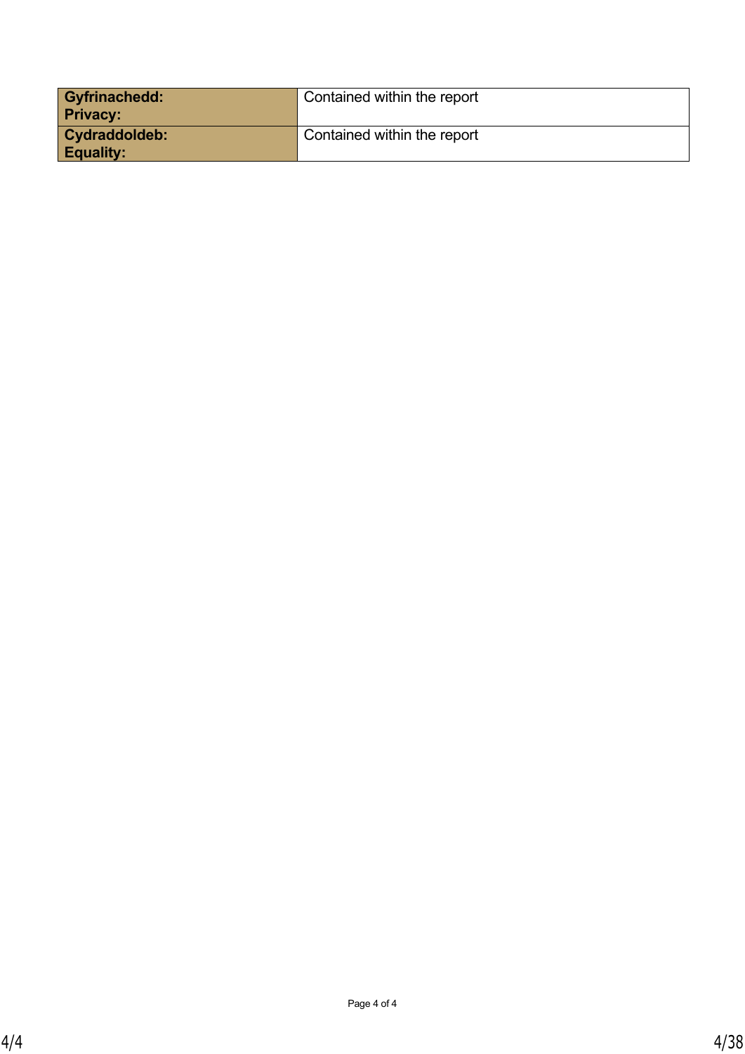| **Gyfrinachedd:<br>Privacy:** | Contained within the report |
| --- | --- |
| **Cydraddoldeb:<br>Equality:** | Contained within the report |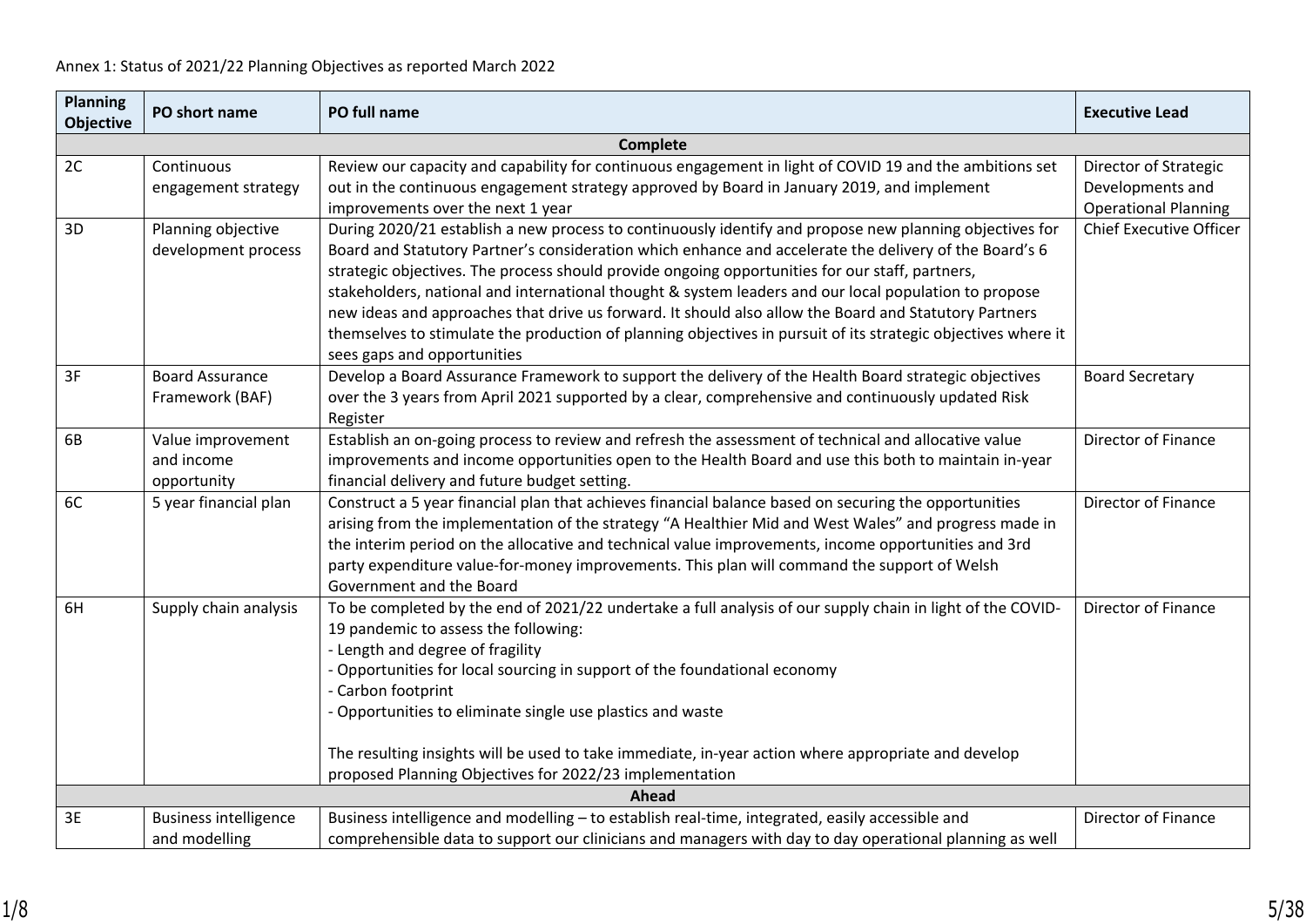Annex 1: Status of 2021/22 Planning Objectives as reported March 2022

| Planning Objective | PO short name | PO full name | Executive Lead |
|---|---|---|---|
| **Complete** | | | |
| 2C | Continuous engagement strategy | Review our capacity and capability for continuous engagement in light of COVID 19 and the ambitions set out in the continuous engagement strategy approved by Board in January 2019, and implement improvements over the next 1 year | Director of Strategic Developments and Operational Planning |
| 3D | Planning objective development process | During 2020/21 establish a new process to continuously identify and propose new planning objectives for Board and Statutory Partner's consideration which enhance and accelerate the delivery of the Board's 6 strategic objectives. The process should provide ongoing opportunities for our staff, partners, stakeholders, national and international thought & system leaders and our local population to propose new ideas and approaches that drive us forward. It should also allow the Board and Statutory Partners themselves to stimulate the production of planning objectives in pursuit of its strategic objectives where it sees gaps and opportunities | Chief Executive Officer |
| 3F | Board Assurance Framework (BAF) | Develop a Board Assurance Framework to support the delivery of the Health Board strategic objectives over the 3 years from April 2021 supported by a clear, comprehensive and continuously updated Risk Register | Board Secretary |
| 6B | Value improvement and income opportunity | Establish an on-going process to review and refresh the assessment of technical and allocative value improvements and income opportunities open to the Health Board and use this both to maintain in-year financial delivery and future budget setting. | Director of Finance |
| 6C | 5 year financial plan | Construct a 5 year financial plan that achieves financial balance based on securing the opportunities arising from the implementation of the strategy "A Healthier Mid and West Wales" and progress made in the interim period on the allocative and technical value improvements, income opportunities and 3rd party expenditure value-for-money improvements. This plan will command the support of Welsh Government and the Board | Director of Finance |
| 6H | Supply chain analysis | To be completed by the end of 2021/22 undertake a full analysis of our supply chain in light of the COVID-19 pandemic to assess the following:<br>- Length and degree of fragility<br>- Opportunities for local sourcing in support of the foundational economy<br>- Carbon footprint<br>- Opportunities to eliminate single use plastics and waste<br><br>The resulting insights will be used to take immediate, in-year action where appropriate and develop proposed Planning Objectives for 2022/23 implementation | Director of Finance |
| **Ahead** | | | |
| 3E | Business intelligence and modelling | Business intelligence and modelling – to establish real-time, integrated, easily accessible and comprehensible data to support our clinicians and managers with day to day operational planning as well | Director of Finance |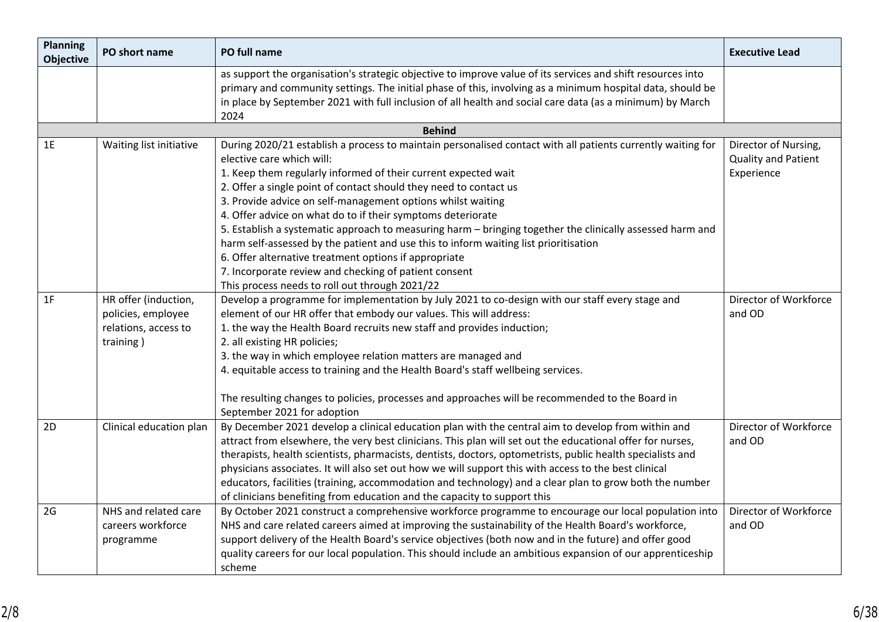| Planning Objective | PO short name | PO full name | Executive Lead |
|---|---|---|---|
| | | as support the organisation's strategic objective to improve value of its services and shift resources into primary and community settings. The initial phase of this, involving as a minimum hospital data, should be in place by September 2021 with full inclusion of all health and social care data (as a minimum) by March 2024 | |
| | | **Behind** | |
| 1E | Waiting list initiative | During 2020/21 establish a process to maintain personalised contact with all patients currently waiting for elective care which will:<br>1. Keep them regularly informed of their current expected wait<br>2. Offer a single point of contact should they need to contact us<br>3. Provide advice on self-management options whilst waiting<br>4. Offer advice on what do to if their symptoms deteriorate<br>5. Establish a systematic approach to measuring harm – bringing together the clinically assessed harm and harm self-assessed by the patient and use this to inform waiting list prioritisation<br>6. Offer alternative treatment options if appropriate<br>7. Incorporate review and checking of patient consent<br>This process needs to roll out through 2021/22 | Director of Nursing, Quality and Patient Experience |
| 1F | HR offer (induction, policies, employee relations, access to training ) | Develop a programme for implementation by July 2021 to co-design with our staff every stage and element of our HR offer that embody our values. This will address:<br>1. the way the Health Board recruits new staff and provides induction;<br>2. all existing HR policies;<br>3. the way in which employee relation matters are managed and<br>4. equitable access to training and the Health Board's staff wellbeing services.<br><br>The resulting changes to policies, processes and approaches will be recommended to the Board in September 2021 for adoption | Director of Workforce and OD |
| 2D | Clinical education plan | By December 2021 develop a clinical education plan with the central aim to develop from within and attract from elsewhere, the very best clinicians. This plan will set out the educational offer for nurses, therapists, health scientists, pharmacists, dentists, doctors, optometrists, public health specialists and physicians associates. It will also set out how we will support this with access to the best clinical educators, facilities (training, accommodation and technology) and a clear plan to grow both the number of clinicians benefiting from education and the capacity to support this | Director of Workforce and OD |
| 2G | NHS and related care careers workforce programme | By October 2021 construct a comprehensive workforce programme to encourage our local population into NHS and care related careers aimed at improving the sustainability of the Health Board's workforce, support delivery of the Health Board's service objectives (both now and in the future) and offer good quality careers for our local population. This should include an ambitious expansion of our apprenticeship scheme | Director of Workforce and OD |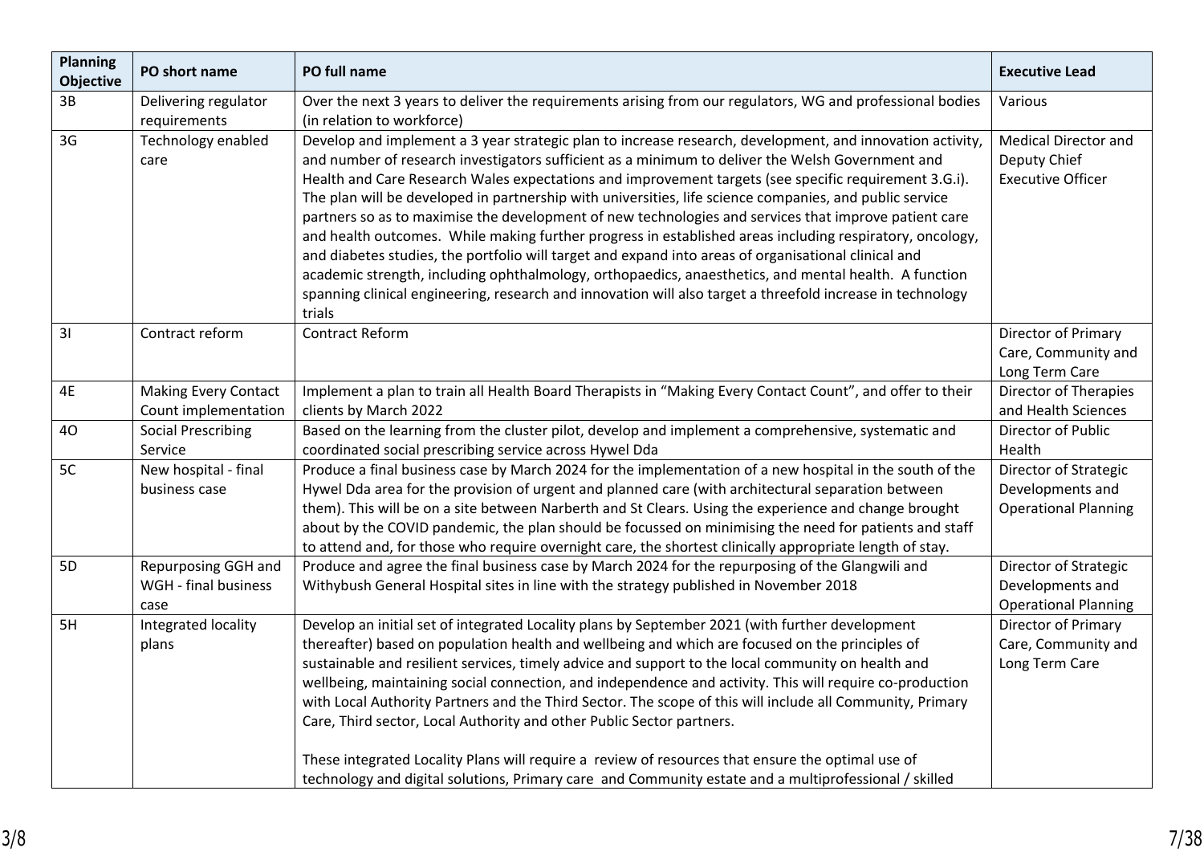| Planning Objective | PO short name | PO full name | Executive Lead |
|---|---|---|---|
| 3B | Delivering regulator requirements | Over the next 3 years to deliver the requirements arising from our regulators, WG and professional bodies (in relation to workforce) | Various |
| 3G | Technology enabled care | Develop and implement a 3 year strategic plan to increase research, development, and innovation activity, and number of research investigators sufficient as a minimum to deliver the Welsh Government and Health and Care Research Wales expectations and improvement targets (see specific requirement 3.G.i). The plan will be developed in partnership with universities, life science companies, and public service partners so as to maximise the development of new technologies and services that improve patient care and health outcomes. While making further progress in established areas including respiratory, oncology, and diabetes studies, the portfolio will target and expand into areas of organisational clinical and academic strength, including ophthalmology, orthopaedics, anaesthetics, and mental health. A function spanning clinical engineering, research and innovation will also target a threefold increase in technology trials | Medical Director and Deputy Chief Executive Officer |
| 3I | Contract reform | Contract Reform | Director of Primary Care, Community and Long Term Care |
| 4E | Making Every Contact Count implementation | Implement a plan to train all Health Board Therapists in "Making Every Contact Count", and offer to their clients by March 2022 | Director of Therapies and Health Sciences |
| 4O | Social Prescribing Service | Based on the learning from the cluster pilot, develop and implement a comprehensive, systematic and coordinated social prescribing service across Hywel Dda | Director of Public Health |
| 5C | New hospital - final business case | Produce a final business case by March 2024 for the implementation of a new hospital in the south of the Hywel Dda area for the provision of urgent and planned care (with architectural separation between them). This will be on a site between Narberth and St Clears. Using the experience and change brought about by the COVID pandemic, the plan should be focussed on minimising the need for patients and staff to attend and, for those who require overnight care, the shortest clinically appropriate length of stay. | Director of Strategic Developments and Operational Planning |
| 5D | Repurposing GGH and WGH - final business case | Produce and agree the final business case by March 2024 for the repurposing of the Glangwili and Withybush General Hospital sites in line with the strategy published in November 2018 | Director of Strategic Developments and Operational Planning |
| 5H | Integrated locality plans | Develop an initial set of integrated Locality plans by September 2021 (with further development thereafter) based on population health and wellbeing and which are focused on the principles of sustainable and resilient services, timely advice and support to the local community on health and wellbeing, maintaining social connection, and independence and activity. This will require co-production with Local Authority Partners and the Third Sector. The scope of this will include all Community, Primary Care, Third sector, Local Authority and other Public Sector partners.<br><br>These integrated Locality Plans will require a review of resources that ensure the optimal use of technology and digital solutions, Primary care and Community estate and a multiprofessional / skilled | Director of Primary Care, Community and Long Term Care |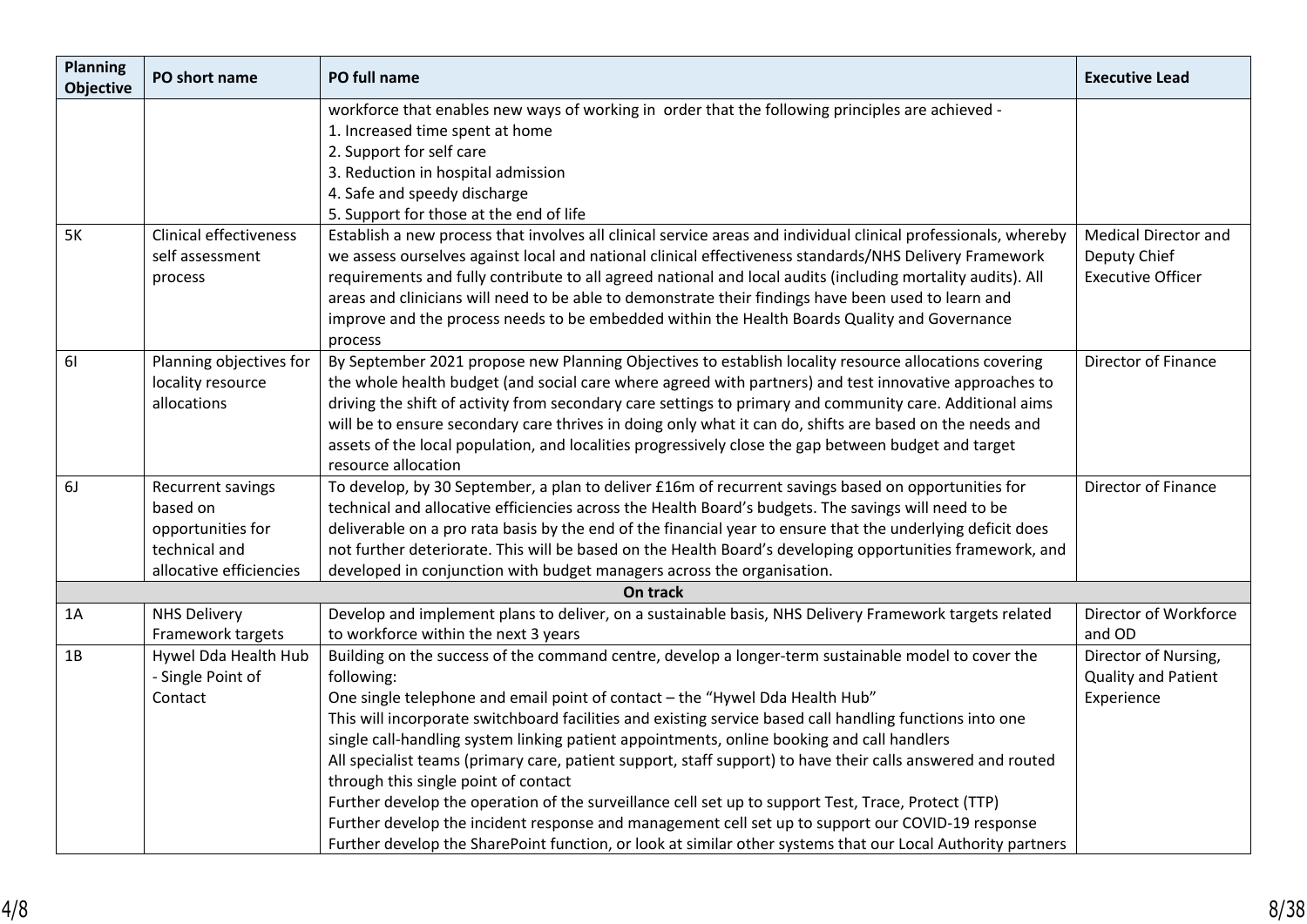| Planning Objective | PO short name | PO full name | Executive Lead |
|---|---|---|---|
| | | workforce that enables new ways of working in order that the following principles are achieved -<br>1. Increased time spent at home<br>2. Support for self care<br>3. Reduction in hospital admission<br>4. Safe and speedy discharge<br>5. Support for those at the end of life | |
| 5K | Clinical effectiveness self assessment process | Establish a new process that involves all clinical service areas and individual clinical professionals, whereby we assess ourselves against local and national clinical effectiveness standards/NHS Delivery Framework requirements and fully contribute to all agreed national and local audits (including mortality audits). All areas and clinicians will need to be able to demonstrate that their findings have been used to learn and improve and the process needs to be embedded within the Health Boards Quality and Governance process | Medical Director and Deputy Chief Executive Officer |
| 6I | Planning objectives for locality resource allocations | By September 2021 propose new Planning Objectives to establish locality resource allocations covering the whole health budget (and social care where agreed with partners) and test innovative approaches to driving the shift of activity from secondary care settings to primary and community care. Additional aims will be to ensure secondary care thrives in doing only what it can do, shifts are based on the needs and assets of the local population, and localities progressively close the gap between budget and target resource allocation | Director of Finance |
| 6J | Recurrent savings based on opportunities for technical and allocative efficiencies | To develop, by 30 September, a plan to deliver £16m of recurrent savings based on opportunities for technical and allocative efficiencies across the Health Board's budgets. The savings will need to be deliverable on a pro rata basis by the end of the financial year to ensure that the underlying deficit does not further deteriorate. This will be based on the Health Board's developing opportunities framework, and developed in conjunction with budget managers across the organisation. | Director of Finance |
| | | **On track** | |
| 1A | NHS Delivery Framework targets | Develop and implement plans to deliver, on a sustainable basis, NHS Delivery Framework targets related to workforce within the next 3 years | Director of Workforce and OD |
| 1B | Hywel Dda Health Hub - Single Point of Contact | Building on the success of the command centre, develop a longer-term sustainable model to cover the following:<br>One single telephone and email point of contact – the "Hywel Dda Health Hub"<br>This will incorporate switchboard facilities and existing service based call handling functions into one single call-handling system linking patient appointments, online booking and call handlers<br>All specialist teams (primary care, patient support, staff support) to have their calls answered and routed through this single point of contact<br>Further develop the operation of the surveillance cell set up to support Test, Trace, Protect (TTP)<br>Further develop the incident response and management cell set up to support our COVID-19 response<br>Further develop the SharePoint function, or look at similar other systems that our Local Authority partners | Director of Nursing, Quality and Patient Experience |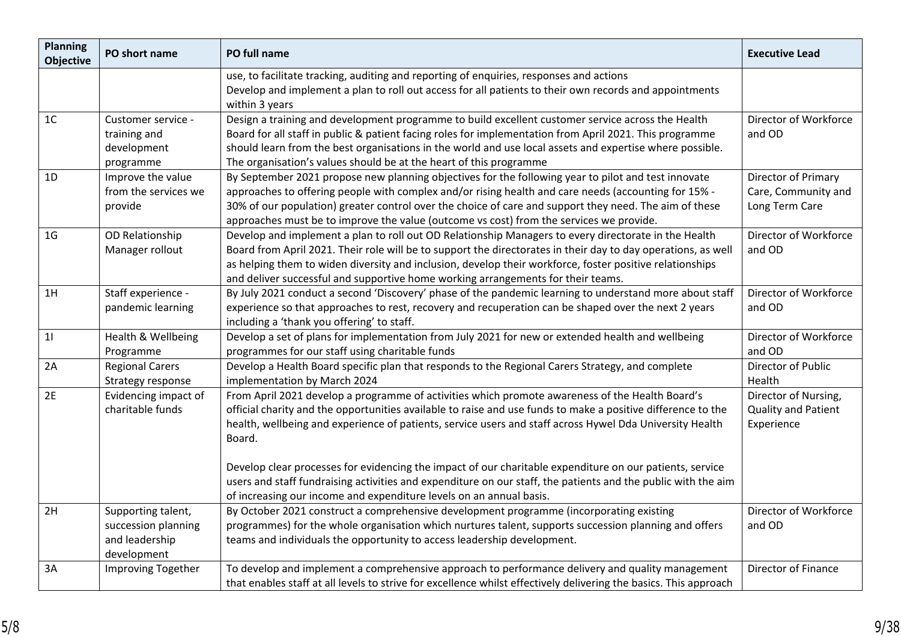| Planning Objective | PO short name | PO full name | Executive Lead |
|---|---|---|---|
| | | use, to facilitate tracking, auditing and reporting of enquiries, responses and actions<br>Develop and implement a plan to roll out access for all patients to their own records and appointments within 3 years | |
| 1C | Customer service - training and development programme | Design a training and development programme to build excellent customer service across the Health Board for all staff in public & patient facing roles for implementation from April 2021. This programme should learn from the best organisations in the world and use local assets and expertise where possible. The organisation's values should be at the heart of this programme | Director of Workforce and OD |
| 1D | Improve the value from the services we provide | By September 2021 propose new planning objectives for the following year to pilot and test innovate approaches to offering people with complex and/or rising health and care needs (accounting for 15% - 30% of our population) greater control over the choice of care and support they need. The aim of these approaches must be to improve the value (outcome vs cost) from the services we provide. | Director of Primary Care, Community and Long Term Care |
| 1G | OD Relationship Manager rollout | Develop and implement a plan to roll out OD Relationship Managers to every directorate in the Health Board from April 2021. Their role will be to support the directorates in their day to day operations, as well as helping them to widen diversity and inclusion, develop their workforce, foster positive relationships and deliver successful and supportive home working arrangements for their teams. | Director of Workforce and OD |
| 1H | Staff experience - pandemic learning | By July 2021 conduct a second 'Discovery' phase of the pandemic learning to understand more about staff experience so that approaches to rest, recovery and recuperation can be shaped over the next 2 years including a 'thank you offering' to staff. | Director of Workforce and OD |
| 1I | Health & Wellbeing Programme | Develop a set of plans for implementation from July 2021 for new or extended health and wellbeing programmes for our staff using charitable funds | Director of Workforce and OD |
| 2A | Regional Carers Strategy response | Develop a Health Board specific plan that responds to the Regional Carers Strategy, and complete implementation by March 2024 | Director of Public Health |
| 2E | Evidencing impact of charitable funds | From April 2021 develop a programme of activities which promote awareness of the Health Board's official charity and the opportunities available to raise and use funds to make a positive difference to the health, wellbeing and experience of patients, service users and staff across Hywel Dda University Health Board.<br><br>Develop clear processes for evidencing the impact of our charitable expenditure on our patients, service users and staff fundraising activities and expenditure on our staff, the patients and the public with the aim of increasing our income and expenditure levels on an annual basis. | Director of Nursing, Quality and Patient Experience |
| 2H | Supporting talent, succession planning and leadership development | By October 2021 construct a comprehensive development programme (incorporating existing programmes) for the whole organisation which nurtures talent, supports succession planning and offers teams and individuals the opportunity to access leadership development. | Director of Workforce and OD |
| 3A | Improving Together | To develop and implement a comprehensive approach to performance delivery and quality management that enables staff at all levels to strive for excellence whilst effectively delivering the basics. This approach | Director of Finance |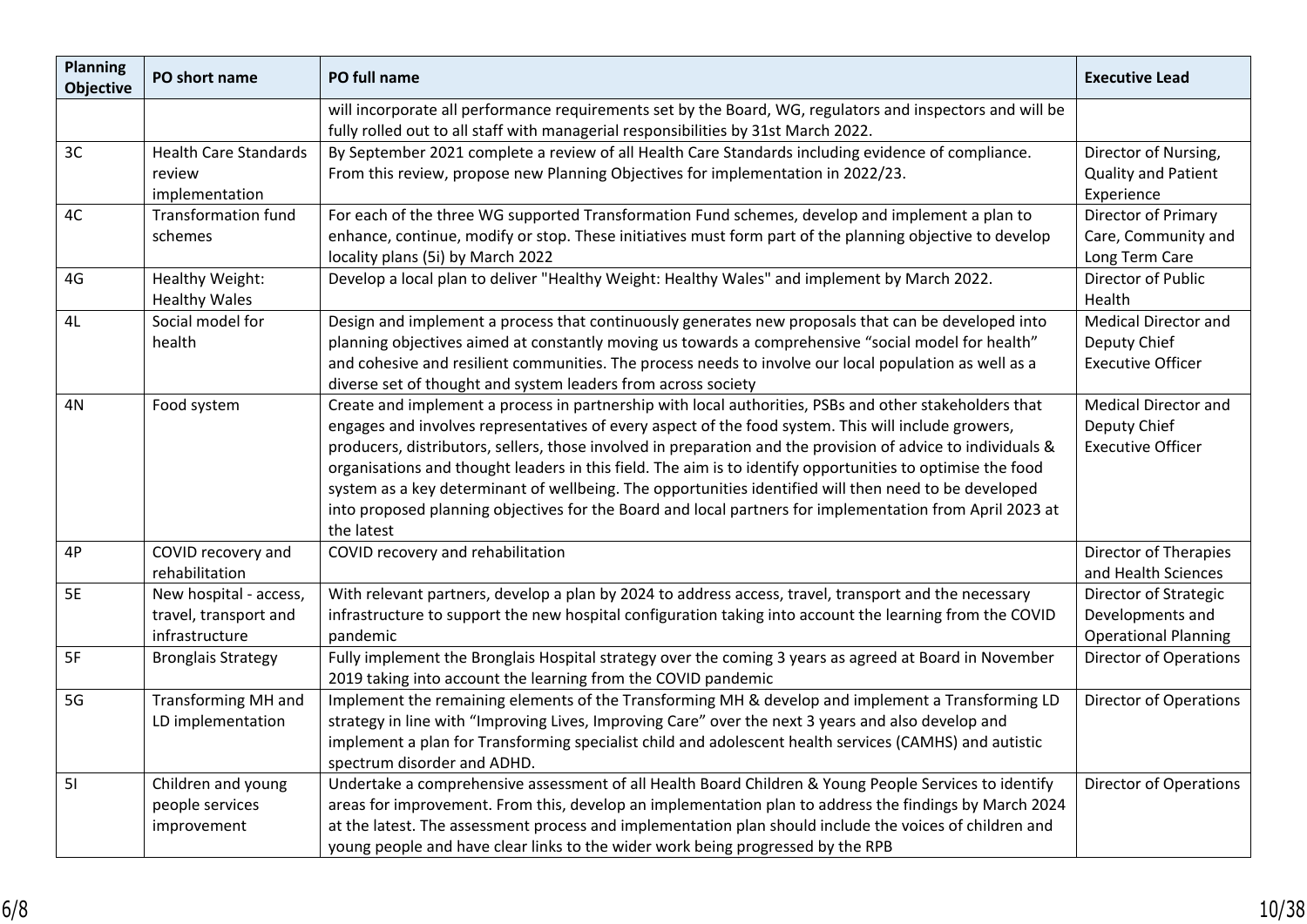| Planning Objective | PO short name | PO full name | Executive Lead |
|---|---|---|---|
| | | will incorporate all performance requirements set by the Board, WG, regulators and inspectors and will be fully rolled out to all staff with managerial responsibilities by 31st March 2022. | |
| 3C | Health Care Standards review implementation | By September 2021 complete a review of all Health Care Standards including evidence of compliance. From this review, propose new Planning Objectives for implementation in 2022/23. | Director of Nursing, Quality and Patient Experience |
| 4C | Transformation fund schemes | For each of the three WG supported Transformation Fund schemes, develop and implement a plan to enhance, continue, modify or stop. These initiatives must form part of the planning objective to develop locality plans (5i) by March 2022 | Director of Primary Care, Community and Long Term Care |
| 4G | Healthy Weight: Healthy Wales | Develop a local plan to deliver "Healthy Weight: Healthy Wales" and implement by March 2022. | Director of Public Health |
| 4L | Social model for health | Design and implement a process that continuously generates new proposals that can be developed into planning objectives aimed at constantly moving us towards a comprehensive "social model for health" and cohesive and resilient communities. The process needs to involve our local population as well as a diverse set of thought and system leaders from across society | Medical Director and Deputy Chief Executive Officer |
| 4N | Food system | Create and implement a process in partnership with local authorities, PSBs and other stakeholders that engages and involves representatives of every aspect of the food system. This will include growers, producers, distributors, sellers, those involved in preparation and the provision of advice to individuals & organisations and thought leaders in this field. The aim is to identify opportunities to optimise the food system as a key determinant of wellbeing. The opportunities identified will then need to be developed into proposed planning objectives for the Board and local partners for implementation from April 2023 at the latest | Medical Director and Deputy Chief Executive Officer |
| 4P | COVID recovery and rehabilitation | COVID recovery and rehabilitation | Director of Therapies and Health Sciences |
| 5E | New hospital - access, travel, transport and infrastructure | With relevant partners, develop a plan by 2024 to address access, travel, transport and the necessary infrastructure to support the new hospital configuration taking into account the learning from the COVID pandemic | Director of Strategic Developments and Operational Planning |
| 5F | Bronglais Strategy | Fully implement the Bronglais Hospital strategy over the coming 3 years as agreed at Board in November 2019 taking into account the learning from the COVID pandemic | Director of Operations |
| 5G | Transforming MH and LD implementation | Implement the remaining elements of the Transforming MH & develop and implement a Transforming LD strategy in line with "Improving Lives, Improving Care" over the next 3 years and also develop and implement a plan for Transforming specialist child and adolescent health services (CAMHS) and autistic spectrum disorder and ADHD. | Director of Operations |
| 5I | Children and young people services improvement | Undertake a comprehensive assessment of all Health Board Children & Young People Services to identify areas for improvement. From this, develop an implementation plan to address the findings by March 2024 at the latest. The assessment process and implementation plan should include the voices of children and young people and have clear links to the wider work being progressed by the RPB | Director of Operations |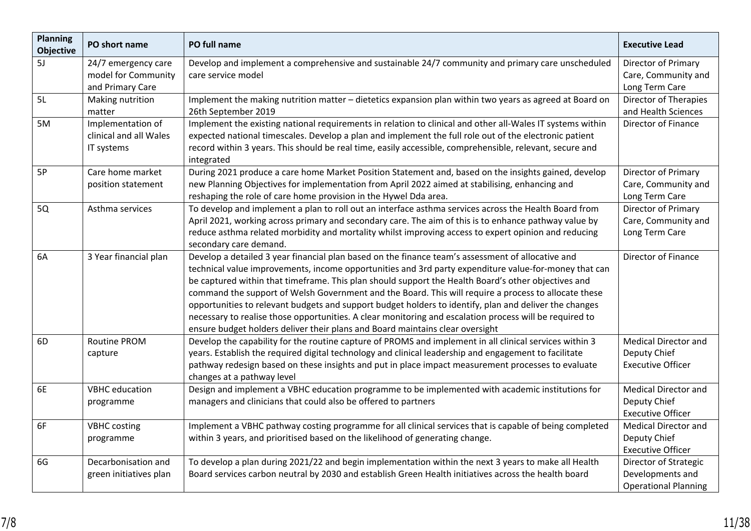| Planning Objective | PO short name | PO full name | Executive Lead |
|---|---|---|---|
| 5J | 24/7 emergency care model for Community and Primary Care | Develop and implement a comprehensive and sustainable 24/7 community and primary care unscheduled care service model | Director of Primary Care, Community and Long Term Care |
| 5L | Making nutrition matter | Implement the making nutrition matter – dietetics expansion plan within two years as agreed at Board on 26th September 2019 | Director of Therapies and Health Sciences |
| 5M | Implementation of clinical and all Wales IT systems | Implement the existing national requirements in relation to clinical and other all-Wales IT systems within expected national timescales. Develop a plan and implement the full role out of the electronic patient record within 3 years. This should be real time, easily accessible, comprehensible, relevant, secure and integrated | Director of Finance |
| 5P | Care home market position statement | During 2021 produce a care home Market Position Statement and, based on the insights gained, develop new Planning Objectives for implementation from April 2022 aimed at stabilising, enhancing and reshaping the role of care home provision in the Hywel Dda area. | Director of Primary Care, Community and Long Term Care |
| 5Q | Asthma services | To develop and implement a plan to roll out an interface asthma services across the Health Board from April 2021, working across primary and secondary care. The aim of this is to enhance pathway value by reduce asthma related morbidity and mortality whilst improving access to expert opinion and reducing secondary care demand. | Director of Primary Care, Community and Long Term Care |
| 6A | 3 Year financial plan | Develop a detailed 3 year financial plan based on the finance team's assessment of allocative and technical value improvements, income opportunities and 3rd party expenditure value-for-money that can be captured within that timeframe. This plan should support the Health Board's other objectives and command the support of Welsh Government and the Board. This will require a process to allocate these opportunities to relevant budgets and support budget holders to identify, plan and deliver the changes necessary to realise those opportunities. A clear monitoring and escalation process will be required to ensure budget holders deliver their plans and Board maintains clear oversight | Director of Finance |
| 6D | Routine PROM capture | Develop the capability for the routine capture of PROMS and implement in all clinical services within 3 years. Establish the required digital technology and clinical leadership and engagement to facilitate pathway redesign based on these insights and put in place impact measurement processes to evaluate changes at a pathway level | Medical Director and Deputy Chief Executive Officer |
| 6E | VBHC education programme | Design and implement a VBHC education programme to be implemented with academic institutions for managers and clinicians that could also be offered to partners | Medical Director and Deputy Chief Executive Officer |
| 6F | VBHC costing programme | Implement a VBHC pathway costing programme for all clinical services that is capable of being completed within 3 years, and prioritised based on the likelihood of generating change. | Medical Director and Deputy Chief Executive Officer |
| 6G | Decarbonisation and green initiatives plan | To develop a plan during 2021/22 and begin implementation within the next 3 years to make all Health Board services carbon neutral by 2030 and establish Green Health initiatives across the health board | Director of Strategic Developments and Operational Planning |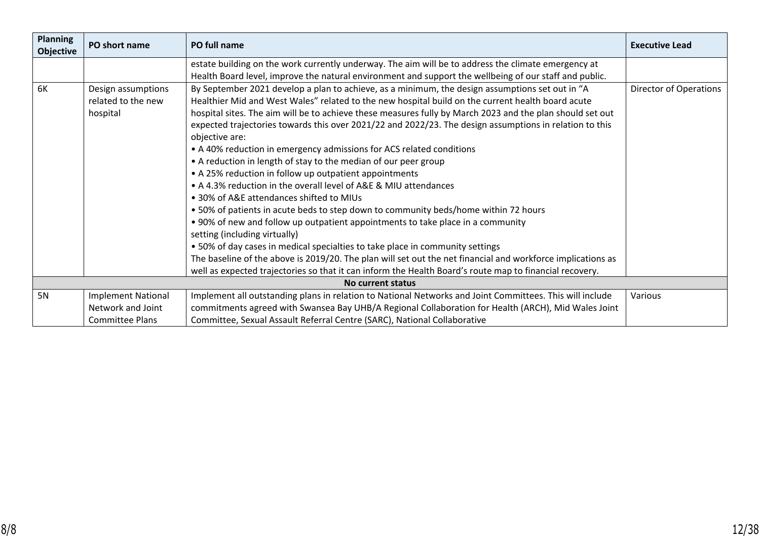| Planning Objective | PO short name | PO full name | Executive Lead |
|---|---|---|---|
| | | estate building on the work currently underway. The aim will be to address the climate emergency at Health Board level, improve the natural environment and support the wellbeing of our staff and public. | |
| 6K | Design assumptions related to the new hospital | By September 2021 develop a plan to achieve, as a minimum, the design assumptions set out in "A Healthier Mid and West Wales" related to the new hospital build on the current health board acute hospital sites. The aim will be to achieve these measures fully by March 2023 and the plan should set out expected trajectories towards this over 2021/22 and 2022/23. The design assumptions in relation to this objective are:<br>• A 40% reduction in emergency admissions for ACS related conditions<br>• A reduction in length of stay to the median of our peer group<br>• A 25% reduction in follow up outpatient appointments<br>• A 4.3% reduction in the overall level of A&E & MIU attendances<br>• 30% of A&E attendances shifted to MIUs<br>• 50% of patients in acute beds to step down to community beds/home within 72 hours<br>• 90% of new and follow up outpatient appointments to take place in a community setting (including virtually)<br>• 50% of day cases in medical specialties to take place in community settings<br>The baseline of the above is 2019/20. The plan will set out the net financial and workforce implications as well as expected trajectories so that it can inform the Health Board's route map to financial recovery. | Director of Operations |
| **No current status** | | | |
| 5N | Implement National Network and Joint Committee Plans | Implement all outstanding plans in relation to National Networks and Joint Committees. This will include commitments agreed with Swansea Bay UHB/A Regional Collaboration for Health (ARCH), Mid Wales Joint Committee, Sexual Assault Referral Centre (SARC), National Collaborative | Various |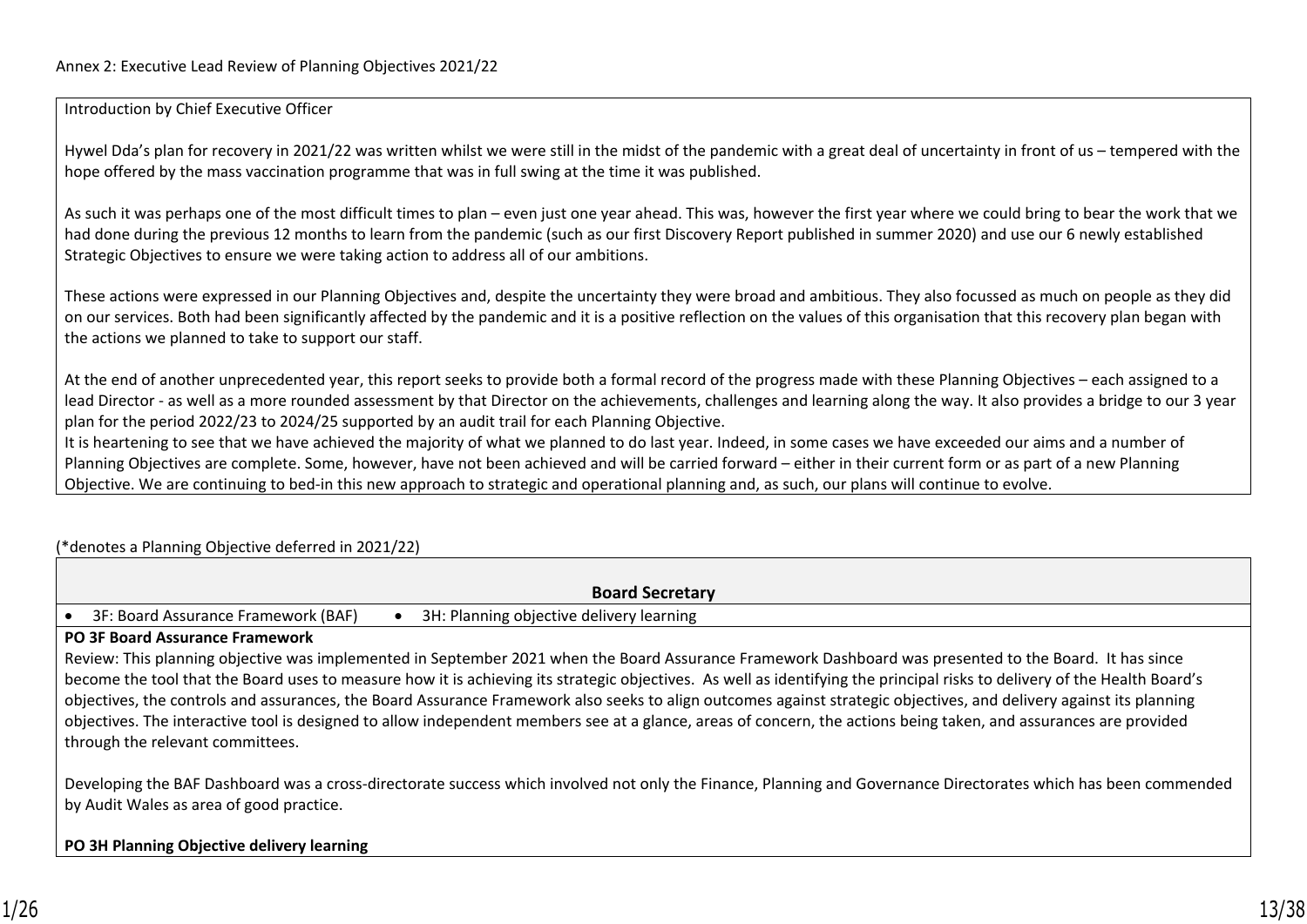Annex 2: Executive Lead Review of Planning Objectives 2021/22

Introduction by Chief Executive Officer

Hywel Dda's plan for recovery in 2021/22 was written whilst we were still in the midst of the pandemic with a great deal of uncertainty in front of us – tempered with the hope offered by the mass vaccination programme that was in full swing at the time it was published.

As such it was perhaps one of the most difficult times to plan – even just one year ahead. This was, however the first year where we could bring to bear the work that we had done during the previous 12 months to learn from the pandemic (such as our first Discovery Report published in summer 2020) and use our 6 newly established Strategic Objectives to ensure we were taking action to address all of our ambitions.

These actions were expressed in our Planning Objectives and, despite the uncertainty they were broad and ambitious. They also focussed as much on people as they did on our services. Both had been significantly affected by the pandemic and it is a positive reflection on the values of this organisation that this recovery plan began with the actions we planned to take to support our staff.

At the end of another unprecedented year, this report seeks to provide both a formal record of the progress made with these Planning Objectives – each assigned to a lead Director - as well as a more rounded assessment by that Director on the achievements, challenges and learning along the way. It also provides a bridge to our 3 year plan for the period 2022/23 to 2024/25 supported by an audit trail for each Planning Objective.
It is heartening to see that we have achieved the majority of what we planned to do last year. Indeed, in some cases we have exceeded our aims and a number of Planning Objectives are complete. Some, however, have not been achieved and will be carried forward – either in their current form or as part of a new Planning Objective. We are continuing to bed-in this new approach to strategic and operational planning and, as such, our plans will continue to evolve.

(*denotes a Planning Objective deferred in 2021/22)

## Board Secretary

- 3F: Board Assurance Framework (BAF)
- 3H: Planning objective delivery learning

**PO 3F Board Assurance Framework**

Review: This planning objective was implemented in September 2021 when the Board Assurance Framework Dashboard was presented to the Board. It has since become the tool that the Board uses to measure how it is achieving its strategic objectives. As well as identifying the principal risks to delivery of the Health Board's objectives, the controls and assurances, the Board Assurance Framework also seeks to align outcomes against strategic objectives, and delivery against its planning objectives. The interactive tool is designed to allow independent members see at a glance, areas of concern, the actions being taken, and assurances are provided through the relevant committees.

Developing the BAF Dashboard was a cross-directorate success which involved not only the Finance, Planning and Governance Directorates which has been commended by Audit Wales as area of good practice.

**PO 3H Planning Objective delivery learning**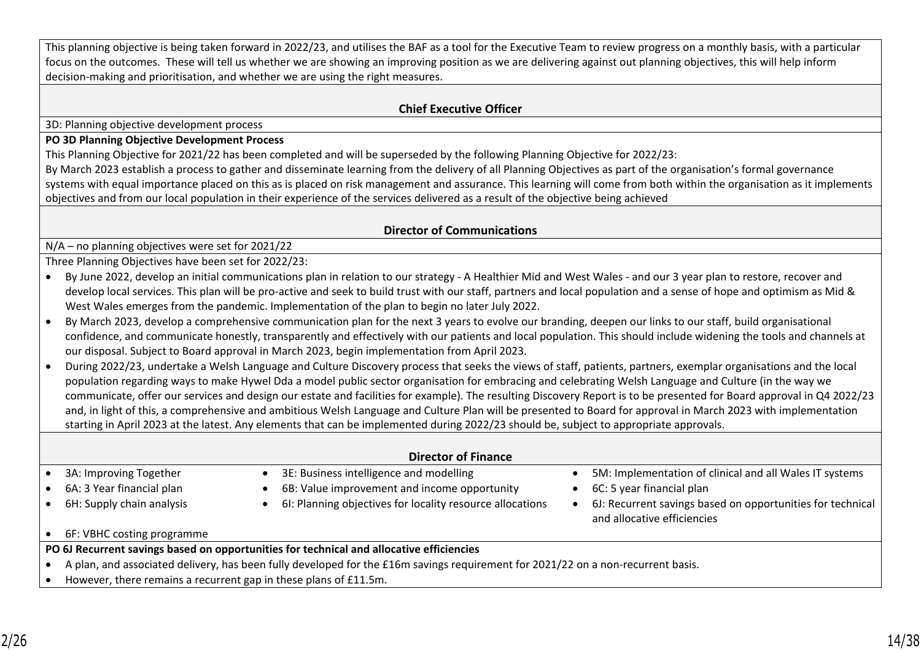This planning objective is being taken forward in 2022/23, and utilises the BAF as a tool for the Executive Team to review progress on a monthly basis, with a particular focus on the outcomes. These will tell us whether we are showing an improving position as we are delivering against out planning objectives, this will help inform decision-making and prioritisation, and whether we are using the right measures.

### Chief Executive Officer

3D: Planning objective development process

**PO 3D Planning Objective Development Process**

This Planning Objective for 2021/22 has been completed and will be superseded by the following Planning Objective for 2022/23:

By March 2023 establish a process to gather and disseminate learning from the delivery of all Planning Objectives as part of the organisation's formal governance systems with equal importance placed on this as is placed on risk management and assurance. This learning will come from both within the organisation as it implements objectives and from our local population in their experience of the services delivered as a result of the objective being achieved

### Director of Communications

N/A – no planning objectives were set for 2021/22

Three Planning Objectives have been set for 2022/23:

- By June 2022, develop an initial communications plan in relation to our strategy - A Healthier Mid and West Wales - and our 3 year plan to restore, recover and develop local services. This plan will be pro-active and seek to build trust with our staff, partners and local population and a sense of hope and optimism as Mid & West Wales emerges from the pandemic. Implementation of the plan to begin no later July 2022.
- By March 2023, develop a comprehensive communication plan for the next 3 years to evolve our branding, deepen our links to our staff, build organisational confidence, and communicate honestly, transparently and effectively with our patients and local population. This should include widening the tools and channels at our disposal. Subject to Board approval in March 2023, begin implementation from April 2023.
- During 2022/23, undertake a Welsh Language and Culture Discovery process that seeks the views of staff, patients, partners, exemplar organisations and the local population regarding ways to make Hywel Dda a model public sector organisation for embracing and celebrating Welsh Language and Culture (in the way we communicate, offer our services and design our estate and facilities for example). The resulting Discovery Report is to be presented for Board approval in Q4 2022/23 and, in light of this, a comprehensive and ambitious Welsh Language and Culture Plan will be presented to Board for approval in March 2023 with implementation starting in April 2023 at the latest. Any elements that can be implemented during 2022/23 should be, subject to appropriate approvals.

### Director of Finance

- 3A: Improving Together
- 6A: 3 Year financial plan
- 6H: Supply chain analysis
- 6F: VBHC costing programme
- 3E: Business intelligence and modelling
- 6B: Value improvement and income opportunity
- 6I: Planning objectives for locality resource allocations
- 5M: Implementation of clinical and all Wales IT systems
- 6C: 5 year financial plan
- 6J: Recurrent savings based on opportunities for technical and allocative efficiencies

**PO 6J Recurrent savings based on opportunities for technical and allocative efficiencies**

- A plan, and associated delivery, has been fully developed for the £16m savings requirement for 2021/22 on a non-recurrent basis.
- However, there remains a recurrent gap in these plans of £11.5m.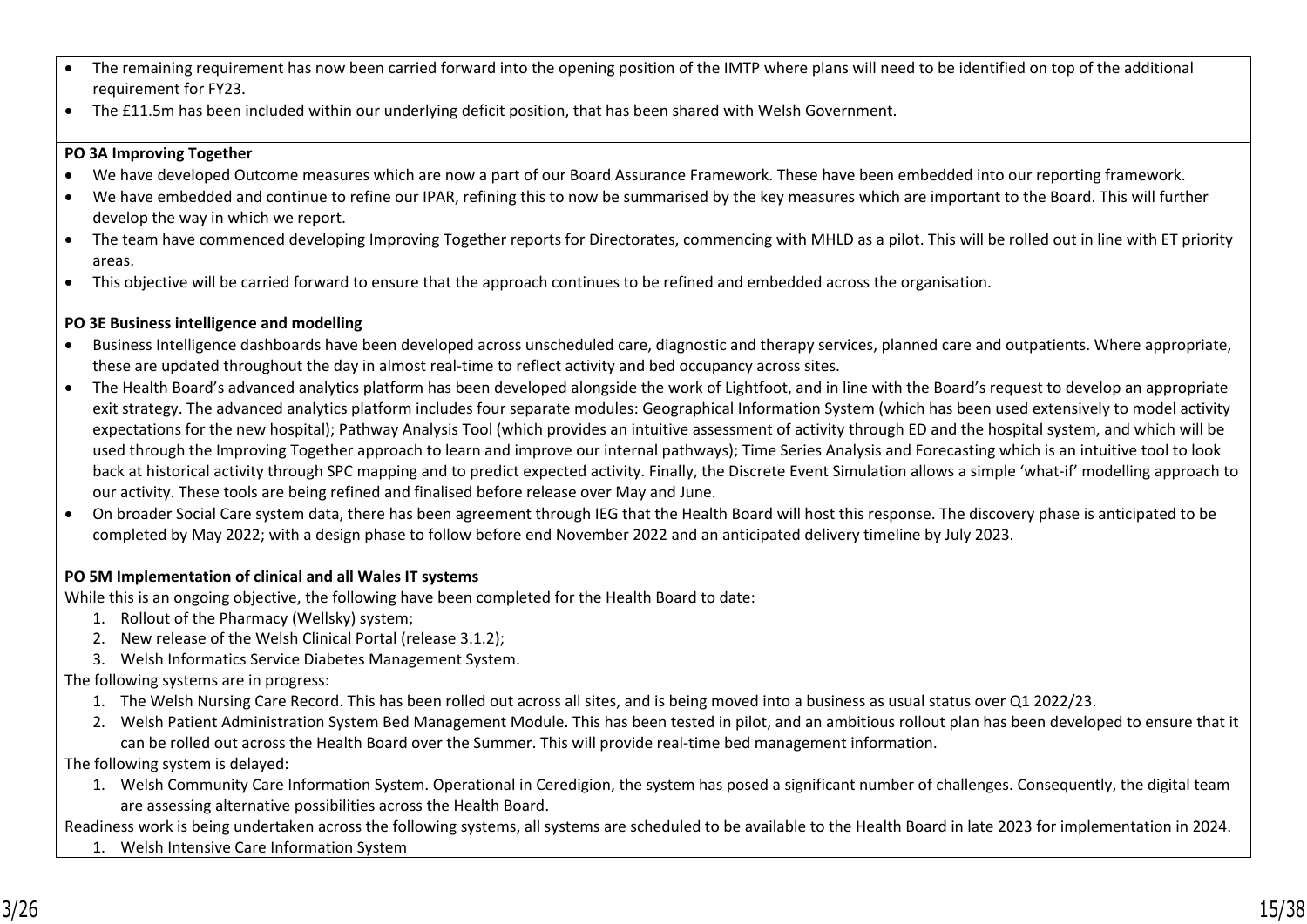- The remaining requirement has now been carried forward into the opening position of the IMTP where plans will need to be identified on top of the additional requirement for FY23.
- The £11.5m has been included within our underlying deficit position, that has been shared with Welsh Government.

**PO 3A Improving Together**

- We have developed Outcome measures which are now a part of our Board Assurance Framework. These have been embedded into our reporting framework.
- We have embedded and continue to refine our IPAR, refining this to now be summarised by the key measures which are important to the Board. This will further develop the way in which we report.
- The team have commenced developing Improving Together reports for Directorates, commencing with MHLD as a pilot. This will be rolled out in line with ET priority areas.
- This objective will be carried forward to ensure that the approach continues to be refined and embedded across the organisation.

**PO 3E Business intelligence and modelling**

- Business Intelligence dashboards have been developed across unscheduled care, diagnostic and therapy services, planned care and outpatients. Where appropriate, these are updated throughout the day in almost real-time to reflect activity and bed occupancy across sites.
- The Health Board's advanced analytics platform has been developed alongside the work of Lightfoot, and in line with the Board's request to develop an appropriate exit strategy. The advanced analytics platform includes four separate modules: Geographical Information System (which has been used extensively to model activity expectations for the new hospital); Pathway Analysis Tool (which provides an intuitive assessment of activity through ED and the hospital system, and which will be used through the Improving Together approach to learn and improve our internal pathways); Time Series Analysis and Forecasting which is an intuitive tool to look back at historical activity through SPC mapping and to predict expected activity. Finally, the Discrete Event Simulation allows a simple 'what-if' modelling approach to our activity. These tools are being refined and finalised before release over May and June.
- On broader Social Care system data, there has been agreement through IEG that the Health Board will host this response. The discovery phase is anticipated to be completed by May 2022; with a design phase to follow before end November 2022 and an anticipated delivery timeline by July 2023.

**PO 5M Implementation of clinical and all Wales IT systems**

While this is an ongoing objective, the following have been completed for the Health Board to date:

1. Rollout of the Pharmacy (Wellsky) system;
2. New release of the Welsh Clinical Portal (release 3.1.2);
3. Welsh Informatics Service Diabetes Management System.

The following systems are in progress:

1. The Welsh Nursing Care Record. This has been rolled out across all sites, and is being moved into a business as usual status over Q1 2022/23.
2. Welsh Patient Administration System Bed Management Module. This has been tested in pilot, and an ambitious rollout plan has been developed to ensure that it can be rolled out across the Health Board over the Summer. This will provide real-time bed management information.

The following system is delayed:

1. Welsh Community Care Information System. Operational in Ceredigion, the system has posed a significant number of challenges. Consequently, the digital team are assessing alternative possibilities across the Health Board.

Readiness work is being undertaken across the following systems, all systems are scheduled to be available to the Health Board in late 2023 for implementation in 2024.

1. Welsh Intensive Care Information System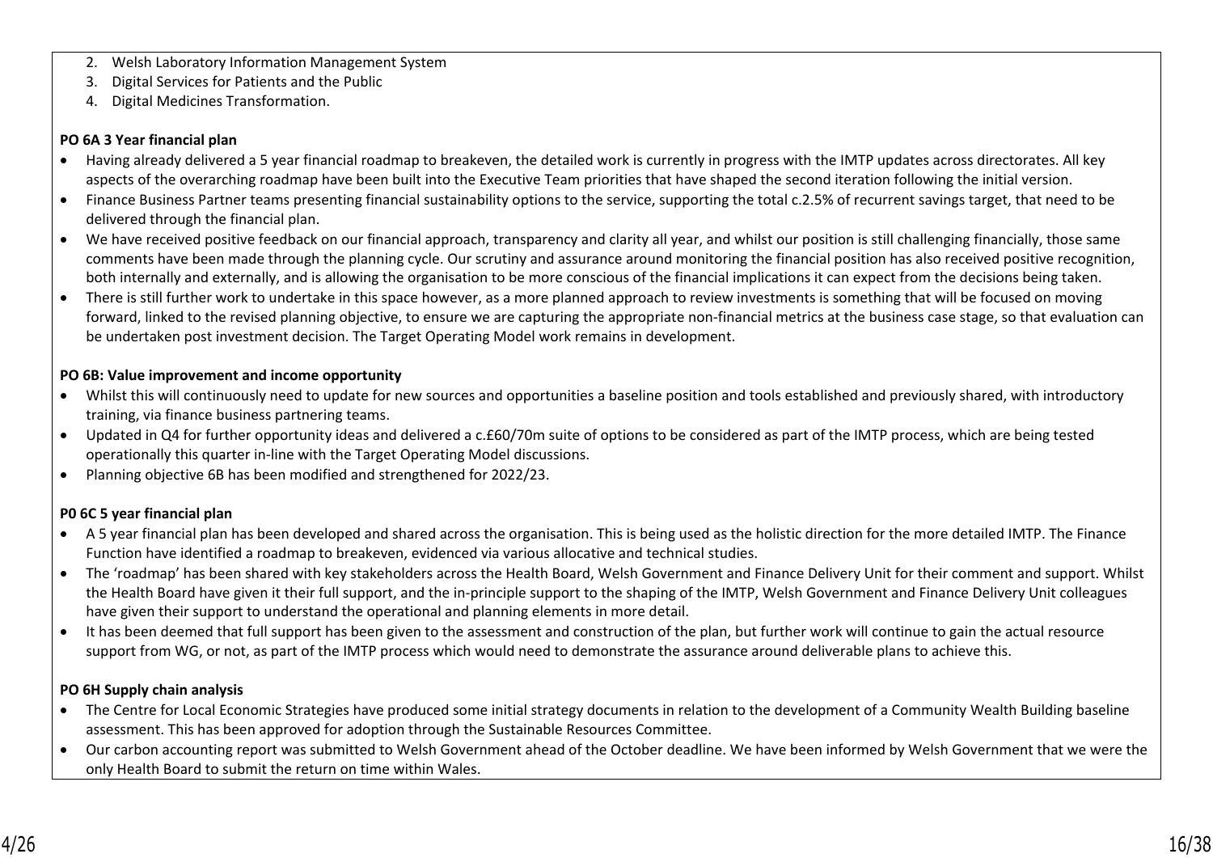2. Welsh Laboratory Information Management System
3. Digital Services for Patients and the Public
4. Digital Medicines Transformation.

**PO 6A 3 Year financial plan**

- Having already delivered a 5 year financial roadmap to breakeven, the detailed work is currently in progress with the IMTP updates across directorates. All key aspects of the overarching roadmap have been built into the Executive Team priorities that have shaped the second iteration following the initial version.
- Finance Business Partner teams presenting financial sustainability options to the service, supporting the total c.2.5% of recurrent savings target, that need to be delivered through the financial plan.
- We have received positive feedback on our financial approach, transparency and clarity all year, and whilst our position is still challenging financially, those same comments have been made through the planning cycle. Our scrutiny and assurance around monitoring the financial position has also received positive recognition, both internally and externally, and is allowing the organisation to be more conscious of the financial implications it can expect from the decisions being taken.
- There is still further work to undertake in this space however, as a more planned approach to review investments is something that will be focused on moving forward, linked to the revised planning objective, to ensure we are capturing the appropriate non-financial metrics at the business case stage, so that evaluation can be undertaken post investment decision. The Target Operating Model work remains in development.

**PO 6B: Value improvement and income opportunity**

- Whilst this will continuously need to update for new sources and opportunities a baseline position and tools established and previously shared, with introductory training, via finance business partnering teams.
- Updated in Q4 for further opportunity ideas and delivered a c.£60/70m suite of options to be considered as part of the IMTP process, which are being tested operationally this quarter in-line with the Target Operating Model discussions.
- Planning objective 6B has been modified and strengthened for 2022/23.

**P0 6C 5 year financial plan**

- A 5 year financial plan has been developed and shared across the organisation. This is being used as the holistic direction for the more detailed IMTP. The Finance Function have identified a roadmap to breakeven, evidenced via various allocative and technical studies.
- The 'roadmap' has been shared with key stakeholders across the Health Board, Welsh Government and Finance Delivery Unit for their comment and support. Whilst the Health Board have given it their full support, and the in-principle support to the shaping of the IMTP, Welsh Government and Finance Delivery Unit colleagues have given their support to understand the operational and planning elements in more detail.
- It has been deemed that full support has been given to the assessment and construction of the plan, but further work will continue to gain the actual resource support from WG, or not, as part of the IMTP process which would need to demonstrate the assurance around deliverable plans to achieve this.

**PO 6H Supply chain analysis**

- The Centre for Local Economic Strategies have produced some initial strategy documents in relation to the development of a Community Wealth Building baseline assessment. This has been approved for adoption through the Sustainable Resources Committee.
- Our carbon accounting report was submitted to Welsh Government ahead of the October deadline. We have been informed by Welsh Government that we were the only Health Board to submit the return on time within Wales.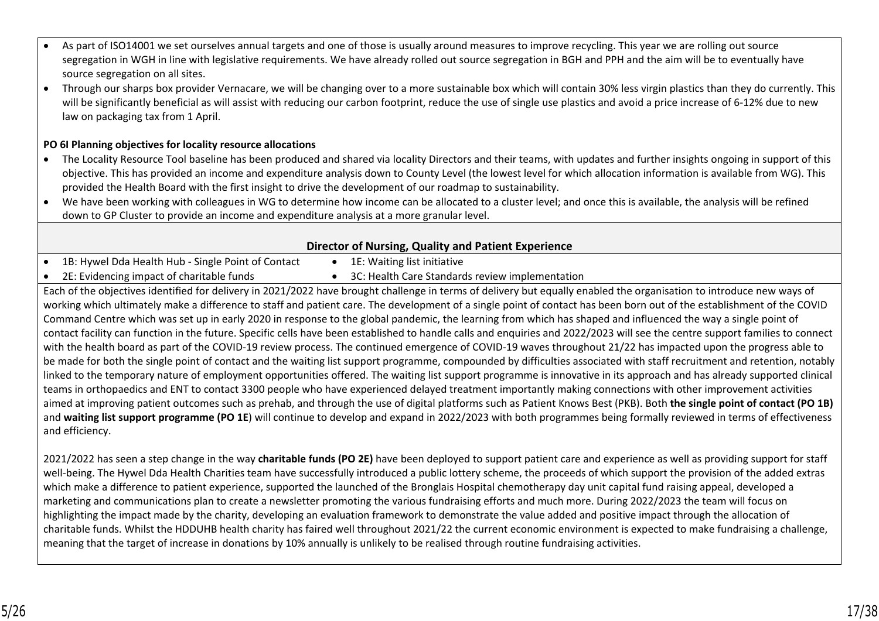- As part of ISO14001 we set ourselves annual targets and one of those is usually around measures to improve recycling. This year we are rolling out source segregation in WGH in line with legislative requirements. We have already rolled out source segregation in BGH and PPH and the aim will be to eventually have source segregation on all sites.
- Through our sharps box provider Vernacare, we will be changing over to a more sustainable box which will contain 30% less virgin plastics than they do currently. This will be significantly beneficial as will assist with reducing our carbon footprint, reduce the use of single use plastics and avoid a price increase of 6-12% due to new law on packaging tax from 1 April.

**PO 6I Planning objectives for locality resource allocations**

- The Locality Resource Tool baseline has been produced and shared via locality Directors and their teams, with updates and further insights ongoing in support of this objective. This has provided an income and expenditure analysis down to County Level (the lowest level for which allocation information is available from WG). This provided the Health Board with the first insight to drive the development of our roadmap to sustainability.
- We have been working with colleagues in WG to determine how income can be allocated to a cluster level; and once this is available, the analysis will be refined down to GP Cluster to provide an income and expenditure analysis at a more granular level.

## Director of Nursing, Quality and Patient Experience

- 1B: Hywel Dda Health Hub - Single Point of Contact
- 1E: Waiting list initiative
- 2E: Evidencing impact of charitable funds
- 3C: Health Care Standards review implementation

Each of the objectives identified for delivery in 2021/2022 have brought challenge in terms of delivery but equally enabled the organisation to introduce new ways of working which ultimately make a difference to staff and patient care. The development of a single point of contact has been born out of the establishment of the COVID Command Centre which was set up in early 2020 in response to the global pandemic, the learning from which has shaped and influenced the way a single point of contact facility can function in the future. Specific cells have been established to handle calls and enquiries and 2022/2023 will see the centre support families to connect with the health board as part of the COVID-19 review process. The continued emergence of COVID-19 waves throughout 21/22 has impacted upon the progress able to be made for both the single point of contact and the waiting list support programme, compounded by difficulties associated with staff recruitment and retention, notably linked to the temporary nature of employment opportunities offered. The waiting list support programme is innovative in its approach and has already supported clinical teams in orthopaedics and ENT to contact 3300 people who have experienced delayed treatment importantly making connections with other improvement activities aimed at improving patient outcomes such as prehab, and through the use of digital platforms such as Patient Knows Best (PKB). Both **the single point of contact (PO 1B)** and **waiting list support programme (PO 1E**) will continue to develop and expand in 2022/2023 with both programmes being formally reviewed in terms of effectiveness and efficiency.

2021/2022 has seen a step change in the way **charitable funds (PO 2E)** have been deployed to support patient care and experience as well as providing support for staff well-being. The Hywel Dda Health Charities team have successfully introduced a public lottery scheme, the proceeds of which support the provision of the added extras which make a difference to patient experience, supported the launched of the Bronglais Hospital chemotherapy day unit capital fund raising appeal, developed a marketing and communications plan to create a newsletter promoting the various fundraising efforts and much more. During 2022/2023 the team will focus on highlighting the impact made by the charity, developing an evaluation framework to demonstrate the value added and positive impact through the allocation of charitable funds. Whilst the HDDUHB health charity has faired well throughout 2021/22 the current economic environment is expected to make fundraising a challenge, meaning that the target of increase in donations by 10% annually is unlikely to be realised through routine fundraising activities.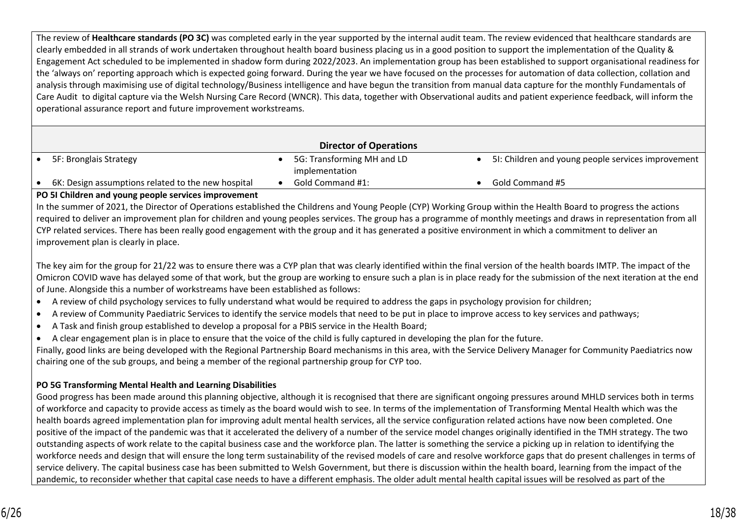The review of **Healthcare standards (PO 3C)** was completed early in the year supported by the internal audit team. The review evidenced that healthcare standards are clearly embedded in all strands of work undertaken throughout health board business placing us in a good position to support the implementation of the Quality & Engagement Act scheduled to be implemented in shadow form during 2022/2023. An implementation group has been established to support organisational readiness for the 'always on' reporting approach which is expected going forward. During the year we have focused on the processes for automation of data collection, collation and analysis through maximising use of digital technology/Business intelligence and have begun the transition from manual data capture for the monthly Fundamentals of Care Audit to digital capture via the Welsh Nursing Care Record (WNCR). This data, together with Observational audits and patient experience feedback, will inform the operational assurance report and future improvement workstreams.

## Director of Operations

- 5F: Bronglais Strategy
- 5G: Transforming MH and LD implementation
- 5I: Children and young people services improvement
- 6K: Design assumptions related to the new hospital
- Gold Command #1:
- Gold Command #5

**PO 5I Children and young people services improvement**

In the summer of 2021, the Director of Operations established the Childrens and Young People (CYP) Working Group within the Health Board to progress the actions required to deliver an improvement plan for children and young peoples services. The group has a programme of monthly meetings and draws in representation from all CYP related services. There has been really good engagement with the group and it has generated a positive environment in which a commitment to deliver an improvement plan is clearly in place.

The key aim for the group for 21/22 was to ensure there was a CYP plan that was clearly identified within the final version of the health boards IMTP. The impact of the Omicron COVID wave has delayed some of that work, but the group are working to ensure such a plan is in place ready for the submission of the next iteration at the end of June. Alongside this a number of workstreams have been established as follows:

- A review of child psychology services to fully understand what would be required to address the gaps in psychology provision for children;
- A review of Community Paediatric Services to identify the service models that need to be put in place to improve access to key services and pathways;
- A Task and finish group established to develop a proposal for a PBIS service in the Health Board;
- A clear engagement plan is in place to ensure that the voice of the child is fully captured in developing the plan for the future.

Finally, good links are being developed with the Regional Partnership Board mechanisms in this area, with the Service Delivery Manager for Community Paediatrics now chairing one of the sub groups, and being a member of the regional partnership group for CYP too.

**PO 5G Transforming Mental Health and Learning Disabilities**

Good progress has been made around this planning objective, although it is recognised that there are significant ongoing pressures around MHLD services both in terms of workforce and capacity to provide access as timely as the board would wish to see. In terms of the implementation of Transforming Mental Health which was the health boards agreed implementation plan for improving adult mental health services, all the service configuration related actions have now been completed. One positive of the impact of the pandemic was that it accelerated the delivery of a number of the service model changes originally identified in the TMH strategy. The two outstanding aspects of work relate to the capital business case and the workforce plan. The latter is something the service a picking up in relation to identifying the workforce needs and design that will ensure the long term sustainability of the revised models of care and resolve workforce gaps that do present challenges in terms of service delivery. The capital business case has been submitted to Welsh Government, but there is discussion within the health board, learning from the impact of the pandemic, to reconsider whether that capital case needs to have a different emphasis. The older adult mental health capital issues will be resolved as part of the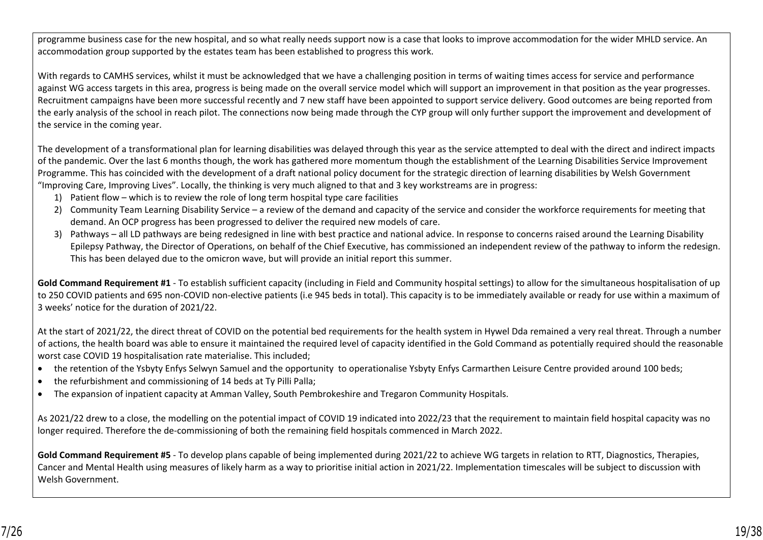programme business case for the new hospital, and so what really needs support now is a case that looks to improve accommodation for the wider MHLD service. An accommodation group supported by the estates team has been established to progress this work.

With regards to CAMHS services, whilst it must be acknowledged that we have a challenging position in terms of waiting times access for service and performance against WG access targets in this area, progress is being made on the overall service model which will support an improvement in that position as the year progresses. Recruitment campaigns have been more successful recently and 7 new staff have been appointed to support service delivery. Good outcomes are being reported from the early analysis of the school in reach pilot. The connections now being made through the CYP group will only further support the improvement and development of the service in the coming year.

The development of a transformational plan for learning disabilities was delayed through this year as the service attempted to deal with the direct and indirect impacts of the pandemic. Over the last 6 months though, the work has gathered more momentum though the establishment of the Learning Disabilities Service Improvement Programme. This has coincided with the development of a draft national policy document for the strategic direction of learning disabilities by Welsh Government "Improving Care, Improving Lives". Locally, the thinking is very much aligned to that and 3 key workstreams are in progress:

1) Patient flow – which is to review the role of long term hospital type care facilities
2) Community Team Learning Disability Service – a review of the demand and capacity of the service and consider the workforce requirements for meeting that demand. An OCP progress has been progressed to deliver the required new models of care.
3) Pathways – all LD pathways are being redesigned in line with best practice and national advice. In response to concerns raised around the Learning Disability Epilepsy Pathway, the Director of Operations, on behalf of the Chief Executive, has commissioned an independent review of the pathway to inform the redesign. This has been delayed due to the omicron wave, but will provide an initial report this summer.

**Gold Command Requirement #1** - To establish sufficient capacity (including in Field and Community hospital settings) to allow for the simultaneous hospitalisation of up to 250 COVID patients and 695 non-COVID non-elective patients (i.e 945 beds in total). This capacity is to be immediately available or ready for use within a maximum of 3 weeks' notice for the duration of 2021/22.

At the start of 2021/22, the direct threat of COVID on the potential bed requirements for the health system in Hywel Dda remained a very real threat. Through a number of actions, the health board was able to ensure it maintained the required level of capacity identified in the Gold Command as potentially required should the reasonable worst case COVID 19 hospitalisation rate materialise. This included;

- the retention of the Ysbyty Enfys Selwyn Samuel and the opportunity to operationalise Ysbyty Enfys Carmarthen Leisure Centre provided around 100 beds;
- the refurbishment and commissioning of 14 beds at Ty Pilli Palla;
- The expansion of inpatient capacity at Amman Valley, South Pembrokeshire and Tregaron Community Hospitals.

As 2021/22 drew to a close, the modelling on the potential impact of COVID 19 indicated into 2022/23 that the requirement to maintain field hospital capacity was no longer required. Therefore the de-commissioning of both the remaining field hospitals commenced in March 2022.

**Gold Command Requirement #5** - To develop plans capable of being implemented during 2021/22 to achieve WG targets in relation to RTT, Diagnostics, Therapies, Cancer and Mental Health using measures of likely harm as a way to prioritise initial action in 2021/22. Implementation timescales will be subject to discussion with Welsh Government.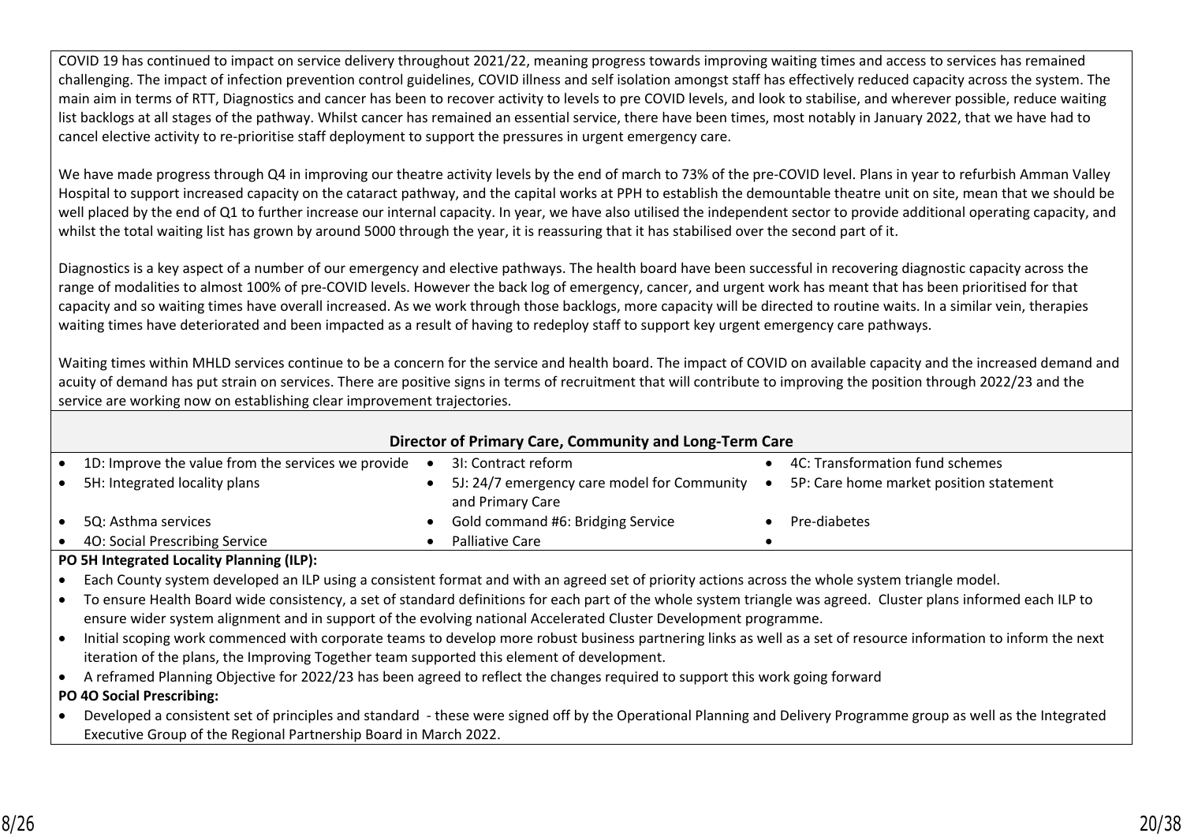COVID 19 has continued to impact on service delivery throughout 2021/22, meaning progress towards improving waiting times and access to services has remained challenging. The impact of infection prevention control guidelines, COVID illness and self isolation amongst staff has effectively reduced capacity across the system. The main aim in terms of RTT, Diagnostics and cancer has been to recover activity to levels to pre COVID levels, and look to stabilise, and wherever possible, reduce waiting list backlogs at all stages of the pathway. Whilst cancer has remained an essential service, there have been times, most notably in January 2022, that we have had to cancel elective activity to re-prioritise staff deployment to support the pressures in urgent emergency care.

We have made progress through Q4 in improving our theatre activity levels by the end of march to 73% of the pre-COVID level. Plans in year to refurbish Amman Valley Hospital to support increased capacity on the cataract pathway, and the capital works at PPH to establish the demountable theatre unit on site, mean that we should be well placed by the end of Q1 to further increase our internal capacity. In year, we have also utilised the independent sector to provide additional operating capacity, and whilst the total waiting list has grown by around 5000 through the year, it is reassuring that it has stabilised over the second part of it.

Diagnostics is a key aspect of a number of our emergency and elective pathways. The health board have been successful in recovering diagnostic capacity across the range of modalities to almost 100% of pre-COVID levels. However the back log of emergency, cancer, and urgent work has meant that has been prioritised for that capacity and so waiting times have overall increased. As we work through those backlogs, more capacity will be directed to routine waits. In a similar vein, therapies waiting times have deteriorated and been impacted as a result of having to redeploy staff to support key urgent emergency care pathways.

Waiting times within MHLD services continue to be a concern for the service and health board. The impact of COVID on available capacity and the increased demand and acuity of demand has put strain on services. There are positive signs in terms of recruitment that will contribute to improving the position through 2022/23 and the service are working now on establishing clear improvement trajectories.

**Director of Primary Care, Community and Long-Term Care**

| | | |
|---|---|---|
| • 1D: Improve the value from the services we provide | • 3I: Contract reform | • 4C: Transformation fund schemes |
| • 5H: Integrated locality plans | • 5J: 24/7 emergency care model for Community and Primary Care | • 5P: Care home market position statement |
| • 5Q: Asthma services | • Gold command #6: Bridging Service | • Pre-diabetes |
| • 4O: Social Prescribing Service | • Palliative Care | • |

**PO 5H Integrated Locality Planning (ILP):**

- Each County system developed an ILP using a consistent format and with an agreed set of priority actions across the whole system triangle model.
- To ensure Health Board wide consistency, a set of standard definitions for each part of the whole system triangle was agreed. Cluster plans informed each ILP to ensure wider system alignment and in support of the evolving national Accelerated Cluster Development programme.
- Initial scoping work commenced with corporate teams to develop more robust business partnering links as well as a set of resource information to inform the next iteration of the plans, the Improving Together team supported this element of development.
- A reframed Planning Objective for 2022/23 has been agreed to reflect the changes required to support this work going forward

**PO 4O Social Prescribing:**

- Developed a consistent set of principles and standard - these were signed off by the Operational Planning and Delivery Programme group as well as the Integrated Executive Group of the Regional Partnership Board in March 2022.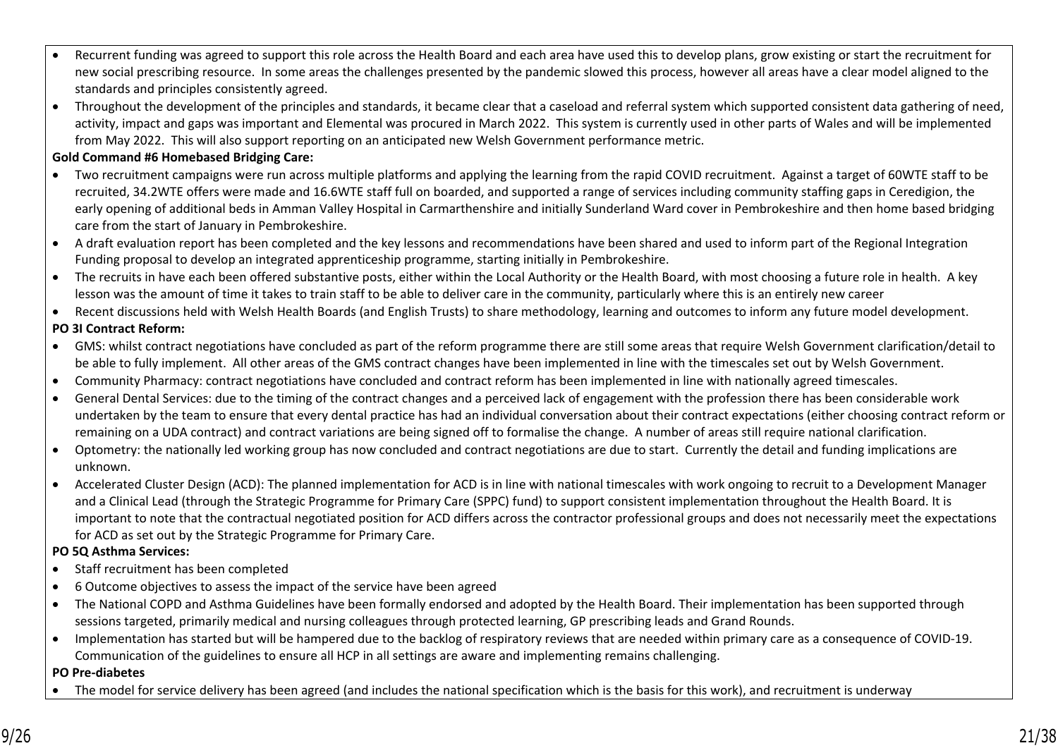- Recurrent funding was agreed to support this role across the Health Board and each area have used this to develop plans, grow existing or start the recruitment for new social prescribing resource. In some areas the challenges presented by the pandemic slowed this process, however all areas have a clear model aligned to the standards and principles consistently agreed.
- Throughout the development of the principles and standards, it became clear that a caseload and referral system which supported consistent data gathering of need, activity, impact and gaps was important and Elemental was procured in March 2022. This system is currently used in other parts of Wales and will be implemented from May 2022. This will also support reporting on an anticipated new Welsh Government performance metric.

**Gold Command #6 Homebased Bridging Care:**

- Two recruitment campaigns were run across multiple platforms and applying the learning from the rapid COVID recruitment. Against a target of 60WTE staff to be recruited, 34.2WTE offers were made and 16.6WTE staff full on boarded, and supported a range of services including community staffing gaps in Ceredigion, the early opening of additional beds in Amman Valley Hospital in Carmarthenshire and initially Sunderland Ward cover in Pembrokeshire and then home based bridging care from the start of January in Pembrokeshire.
- A draft evaluation report has been completed and the key lessons and recommendations have been shared and used to inform part of the Regional Integration Funding proposal to develop an integrated apprenticeship programme, starting initially in Pembrokeshire.
- The recruits in have each been offered substantive posts, either within the Local Authority or the Health Board, with most choosing a future role in health. A key lesson was the amount of time it takes to train staff to be able to deliver care in the community, particularly where this is an entirely new career
- Recent discussions held with Welsh Health Boards (and English Trusts) to share methodology, learning and outcomes to inform any future model development.

**PO 3I Contract Reform:**

- GMS: whilst contract negotiations have concluded as part of the reform programme there are still some areas that require Welsh Government clarification/detail to be able to fully implement. All other areas of the GMS contract changes have been implemented in line with the timescales set out by Welsh Government.
- Community Pharmacy: contract negotiations have concluded and contract reform has been implemented in line with nationally agreed timescales.
- General Dental Services: due to the timing of the contract changes and a perceived lack of engagement with the profession there has been considerable work undertaken by the team to ensure that every dental practice has had an individual conversation about their contract expectations (either choosing contract reform or remaining on a UDA contract) and contract variations are being signed off to formalise the change. A number of areas still require national clarification.
- Optometry: the nationally led working group has now concluded and contract negotiations are due to start. Currently the detail and funding implications are unknown.
- Accelerated Cluster Design (ACD): The planned implementation for ACD is in line with national timescales with work ongoing to recruit to a Development Manager and a Clinical Lead (through the Strategic Programme for Primary Care (SPPC) fund) to support consistent implementation throughout the Health Board. It is important to note that the contractual negotiated position for ACD differs across the contractor professional groups and does not necessarily meet the expectations for ACD as set out by the Strategic Programme for Primary Care.

**PO 5Q Asthma Services:**

- Staff recruitment has been completed
- 6 Outcome objectives to assess the impact of the service have been agreed
- The National COPD and Asthma Guidelines have been formally endorsed and adopted by the Health Board. Their implementation has been supported through sessions targeted, primarily medical and nursing colleagues through protected learning, GP prescribing leads and Grand Rounds.
- Implementation has started but will be hampered due to the backlog of respiratory reviews that are needed within primary care as a consequence of COVID-19. Communication of the guidelines to ensure all HCP in all settings are aware and implementing remains challenging.

**PO Pre-diabetes**

- The model for service delivery has been agreed (and includes the national specification which is the basis for this work), and recruitment is underway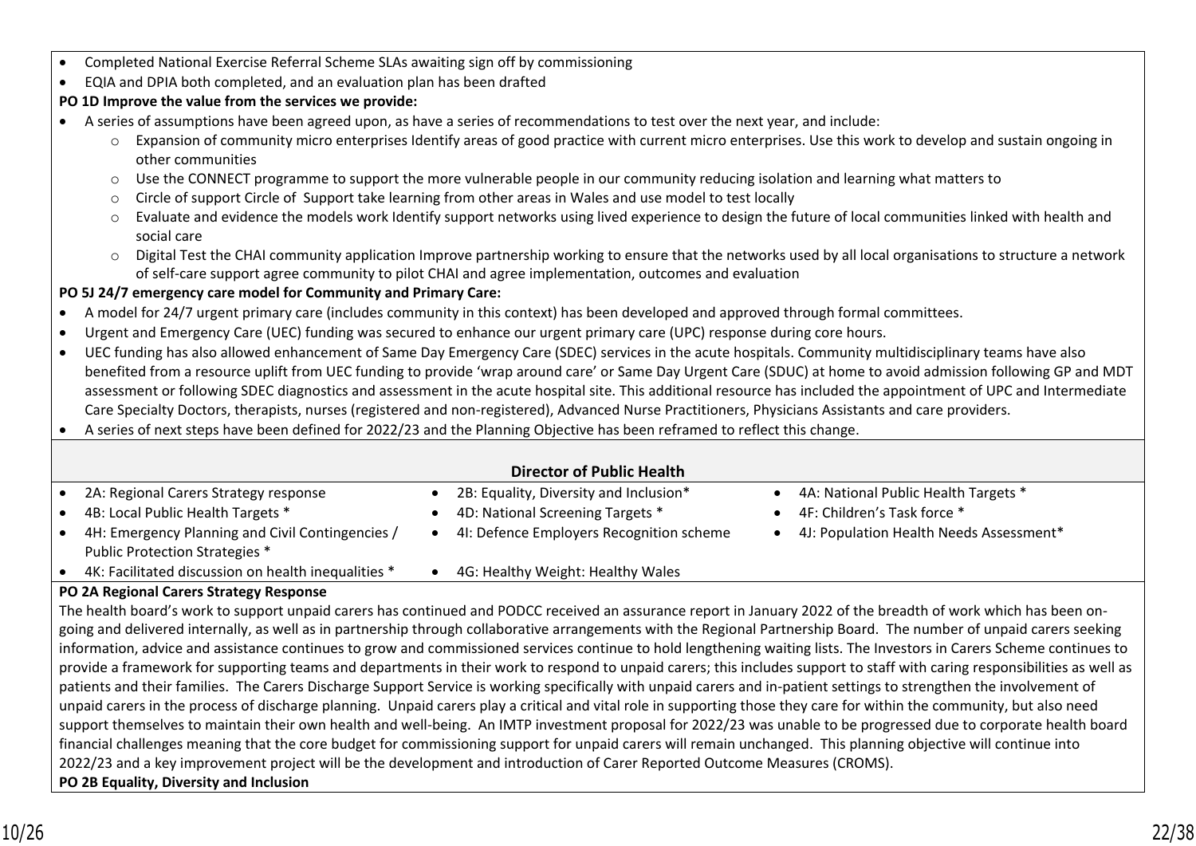- Completed National Exercise Referral Scheme SLAs awaiting sign off by commissioning
- EQIA and DPIA both completed, and an evaluation plan has been drafted

**PO 1D Improve the value from the services we provide:**

- A series of assumptions have been agreed upon, as have a series of recommendations to test over the next year, and include:
  - Expansion of community micro enterprises Identify areas of good practice with current micro enterprises. Use this work to develop and sustain ongoing in other communities
  - Use the CONNECT programme to support the more vulnerable people in our community reducing isolation and learning what matters to
  - Circle of support Circle of Support take learning from other areas in Wales and use model to test locally
  - Evaluate and evidence the models work Identify support networks using lived experience to design the future of local communities linked with health and social care
  - Digital Test the CHAI community application Improve partnership working to ensure that the networks used by all local organisations to structure a network of self-care support agree community to pilot CHAI and agree implementation, outcomes and evaluation

**PO 5J 24/7 emergency care model for Community and Primary Care:**

- A model for 24/7 urgent primary care (includes community in this context) has been developed and approved through formal committees.
- Urgent and Emergency Care (UEC) funding was secured to enhance our urgent primary care (UPC) response during core hours.
- UEC funding has also allowed enhancement of Same Day Emergency Care (SDEC) services in the acute hospitals. Community multidisciplinary teams have also benefited from a resource uplift from UEC funding to provide 'wrap around care' or Same Day Urgent Care (SDUC) at home to avoid admission following GP and MDT assessment or following SDEC diagnostics and assessment in the acute hospital site. This additional resource has included the appointment of UPC and Intermediate Care Specialty Doctors, therapists, nurses (registered and non-registered), Advanced Nurse Practitioners, Physicians Assistants and care providers.
- A series of next steps have been defined for 2022/23 and the Planning Objective has been reframed to reflect this change.

## Director of Public Health

- 2A: Regional Carers Strategy response
- 2B: Equality, Diversity and Inclusion*
- 4A: National Public Health Targets *
- 4B: Local Public Health Targets *
- 4D: National Screening Targets *
- 4F: Children's Task force *
- 4H: Emergency Planning and Civil Contingencies / Public Protection Strategies *
- 4I: Defence Employers Recognition scheme
- 4J: Population Health Needs Assessment*
- 4K: Facilitated discussion on health inequalities *
- 4G: Healthy Weight: Healthy Wales

**PO 2A Regional Carers Strategy Response**

The health board's work to support unpaid carers has continued and PODCC received an assurance report in January 2022 of the breadth of work which has been on-going and delivered internally, as well as in partnership through collaborative arrangements with the Regional Partnership Board. The number of unpaid carers seeking information, advice and assistance continues to grow and commissioned services continue to hold lengthening waiting lists. The Investors in Carers Scheme continues to provide a framework for supporting teams and departments in their work to respond to unpaid carers; this includes support to staff with caring responsibilities as well as patients and their families. The Carers Discharge Support Service is working specifically with unpaid carers and in-patient settings to strengthen the involvement of unpaid carers in the process of discharge planning. Unpaid carers play a critical and vital role in supporting those they care for within the community, but also need support themselves to maintain their own health and well-being. An IMTP investment proposal for 2022/23 was unable to be progressed due to corporate health board financial challenges meaning that the core budget for commissioning support for unpaid carers will remain unchanged. This planning objective will continue into 2022/23 and a key improvement project will be the development and introduction of Carer Reported Outcome Measures (CROMS).

**PO 2B Equality, Diversity and Inclusion**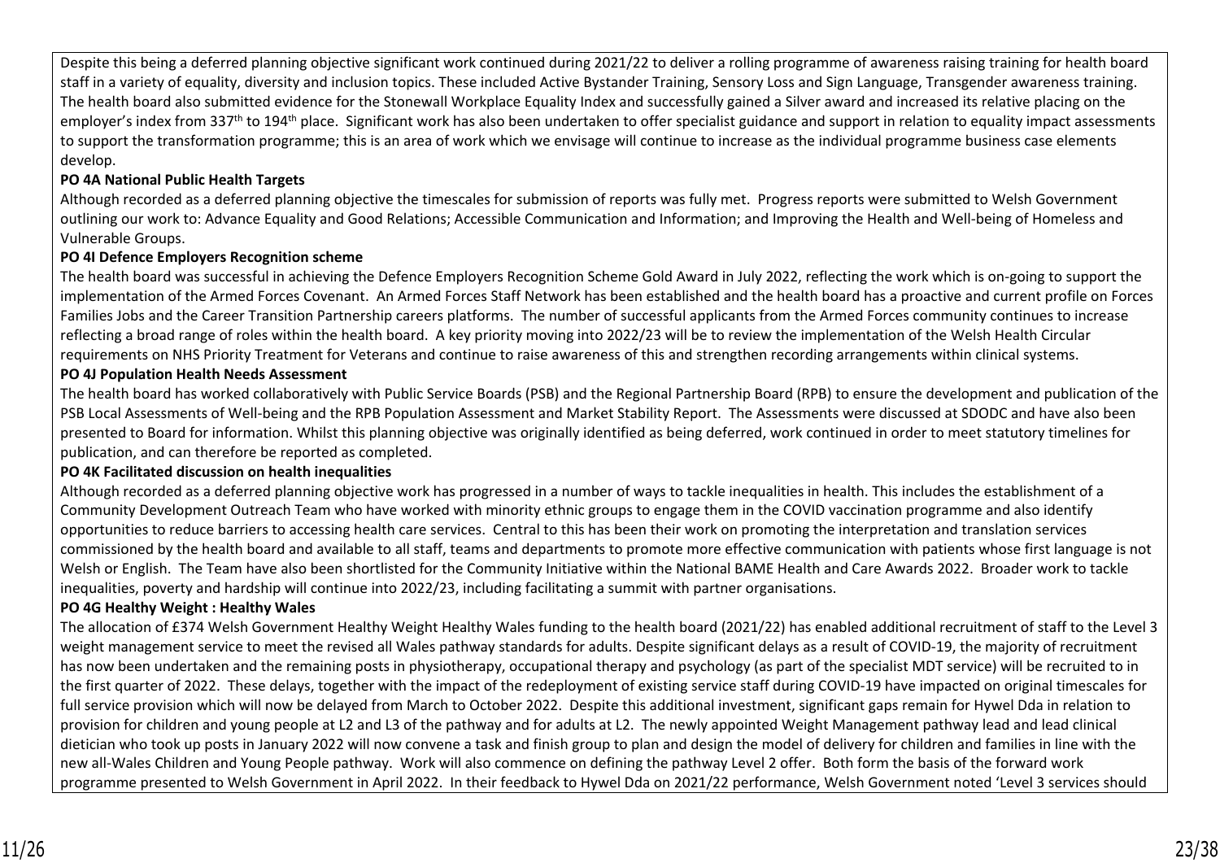Despite this being a deferred planning objective significant work continued during 2021/22 to deliver a rolling programme of awareness raising training for health board staff in a variety of equality, diversity and inclusion topics. These included Active Bystander Training, Sensory Loss and Sign Language, Transgender awareness training. The health board also submitted evidence for the Stonewall Workplace Equality Index and successfully gained a Silver award and increased its relative placing on the employer's index from 337th to 194th place. Significant work has also been undertaken to offer specialist guidance and support in relation to equality impact assessments to support the transformation programme; this is an area of work which we envisage will continue to increase as the individual programme business case elements develop.

**PO 4A National Public Health Targets**

Although recorded as a deferred planning objective the timescales for submission of reports was fully met. Progress reports were submitted to Welsh Government outlining our work to: Advance Equality and Good Relations; Accessible Communication and Information; and Improving the Health and Well-being of Homeless and Vulnerable Groups.

**PO 4I Defence Employers Recognition scheme**

The health board was successful in achieving the Defence Employers Recognition Scheme Gold Award in July 2022, reflecting the work which is on-going to support the implementation of the Armed Forces Covenant. An Armed Forces Staff Network has been established and the health board has a proactive and current profile on Forces Families Jobs and the Career Transition Partnership careers platforms. The number of successful applicants from the Armed Forces community continues to increase reflecting a broad range of roles within the health board. A key priority moving into 2022/23 will be to review the implementation of the Welsh Health Circular requirements on NHS Priority Treatment for Veterans and continue to raise awareness of this and strengthen recording arrangements within clinical systems.

**PO 4J Population Health Needs Assessment**

The health board has worked collaboratively with Public Service Boards (PSB) and the Regional Partnership Board (RPB) to ensure the development and publication of the PSB Local Assessments of Well-being and the RPB Population Assessment and Market Stability Report. The Assessments were discussed at SDODC and have also been presented to Board for information. Whilst this planning objective was originally identified as being deferred, work continued in order to meet statutory timelines for publication, and can therefore be reported as completed.

**PO 4K Facilitated discussion on health inequalities**

Although recorded as a deferred planning objective work has progressed in a number of ways to tackle inequalities in health. This includes the establishment of a Community Development Outreach Team who have worked with minority ethnic groups to engage them in the COVID vaccination programme and also identify opportunities to reduce barriers to accessing health care services. Central to this has been their work on promoting the interpretation and translation services commissioned by the health board and available to all staff, teams and departments to promote more effective communication with patients whose first language is not Welsh or English. The Team have also been shortlisted for the Community Initiative within the National BAME Health and Care Awards 2022. Broader work to tackle inequalities, poverty and hardship will continue into 2022/23, including facilitating a summit with partner organisations.

**PO 4G Healthy Weight : Healthy Wales**

The allocation of £374 Welsh Government Healthy Weight Healthy Wales funding to the health board (2021/22) has enabled additional recruitment of staff to the Level 3 weight management service to meet the revised all Wales pathway standards for adults. Despite significant delays as a result of COVID-19, the majority of recruitment has now been undertaken and the remaining posts in physiotherapy, occupational therapy and psychology (as part of the specialist MDT service) will be recruited to in the first quarter of 2022. These delays, together with the impact of the redeployment of existing service staff during COVID-19 have impacted on original timescales for full service provision which will now be delayed from March to October 2022. Despite this additional investment, significant gaps remain for Hywel Dda in relation to provision for children and young people at L2 and L3 of the pathway and for adults at L2. The newly appointed Weight Management pathway lead and lead clinical dietician who took up posts in January 2022 will now convene a task and finish group to plan and design the model of delivery for children and families in line with the new all-Wales Children and Young People pathway. Work will also commence on defining the pathway Level 2 offer. Both form the basis of the forward work programme presented to Welsh Government in April 2022. In their feedback to Hywel Dda on 2021/22 performance, Welsh Government noted 'Level 3 services should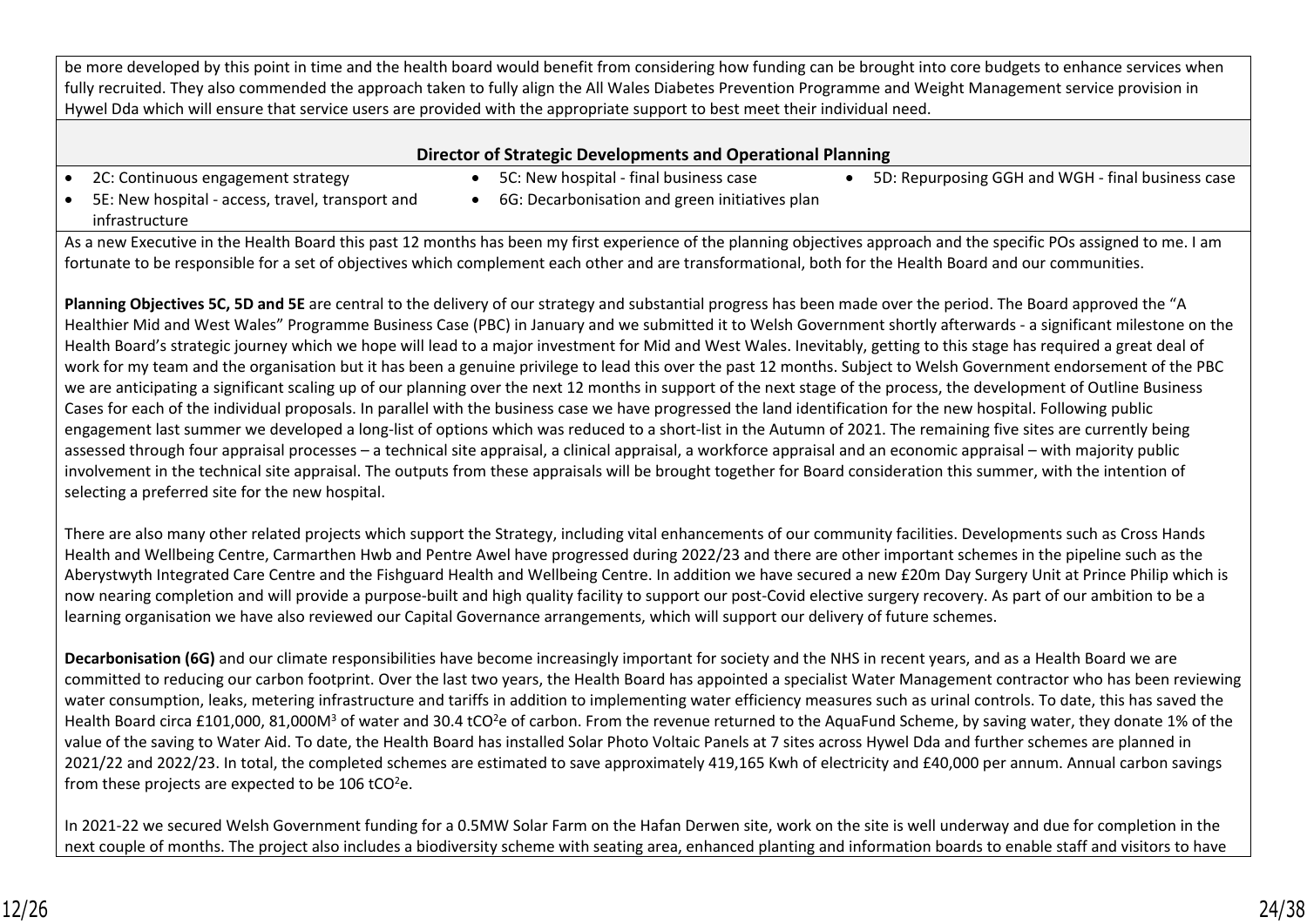be more developed by this point in time and the health board would benefit from considering how funding can be brought into core budgets to enhance services when fully recruited. They also commended the approach taken to fully align the All Wales Diabetes Prevention Programme and Weight Management service provision in Hywel Dda which will ensure that service users are provided with the appropriate support to best meet their individual need.

### Director of Strategic Developments and Operational Planning

- 2C: Continuous engagement strategy
- 5E: New hospital - access, travel, transport and infrastructure
- 5C: New hospital - final business case
- 6G: Decarbonisation and green initiatives plan
- 5D: Repurposing GGH and WGH - final business case

As a new Executive in the Health Board this past 12 months has been my first experience of the planning objectives approach and the specific POs assigned to me. I am fortunate to be responsible for a set of objectives which complement each other and are transformational, both for the Health Board and our communities.

**Planning Objectives 5C, 5D and 5E** are central to the delivery of our strategy and substantial progress has been made over the period. The Board approved the "A Healthier Mid and West Wales" Programme Business Case (PBC) in January and we submitted it to Welsh Government shortly afterwards - a significant milestone on the Health Board's strategic journey which we hope will lead to a major investment for Mid and West Wales. Inevitably, getting to this stage has required a great deal of work for my team and the organisation but it has been a genuine privilege to lead this over the past 12 months. Subject to Welsh Government endorsement of the PBC we are anticipating a significant scaling up of our planning over the next 12 months in support of the next stage of the process, the development of Outline Business Cases for each of the individual proposals. In parallel with the business case we have progressed the land identification for the new hospital. Following public engagement last summer we developed a long-list of options which was reduced to a short-list in the Autumn of 2021. The remaining five sites are currently being assessed through four appraisal processes – a technical site appraisal, a clinical appraisal, a workforce appraisal and an economic appraisal – with majority public involvement in the technical site appraisal. The outputs from these appraisals will be brought together for Board consideration this summer, with the intention of selecting a preferred site for the new hospital.

There are also many other related projects which support the Strategy, including vital enhancements of our community facilities. Developments such as Cross Hands Health and Wellbeing Centre, Carmarthen Hwb and Pentre Awel have progressed during 2022/23 and there are other important schemes in the pipeline such as the Aberystwyth Integrated Care Centre and the Fishguard Health and Wellbeing Centre. In addition we have secured a new £20m Day Surgery Unit at Prince Philip which is now nearing completion and will provide a purpose-built and high quality facility to support our post-Covid elective surgery recovery. As part of our ambition to be a learning organisation we have also reviewed our Capital Governance arrangements, which will support our delivery of future schemes.

**Decarbonisation (6G)** and our climate responsibilities have become increasingly important for society and the NHS in recent years, and as a Health Board we are committed to reducing our carbon footprint. Over the last two years, the Health Board has appointed a specialist Water Management contractor who has been reviewing water consumption, leaks, metering infrastructure and tariffs in addition to implementing water efficiency measures such as urinal controls. To date, this has saved the Health Board circa £101,000, 81,000$M^3$ of water and 30.4 $tCO^2e$ of carbon. From the revenue returned to the AquaFund Scheme, by saving water, they donate 1% of the value of the saving to Water Aid. To date, the Health Board has installed Solar Photo Voltaic Panels at 7 sites across Hywel Dda and further schemes are planned in 2021/22 and 2022/23. In total, the completed schemes are estimated to save approximately 419,165 Kwh of electricity and £40,000 per annum. Annual carbon savings from these projects are expected to be 106 $tCO^2e$.

In 2021-22 we secured Welsh Government funding for a 0.5MW Solar Farm on the Hafan Derwen site, work on the site is well underway and due for completion in the next couple of months. The project also includes a biodiversity scheme with seating area, enhanced planting and information boards to enable staff and visitors to have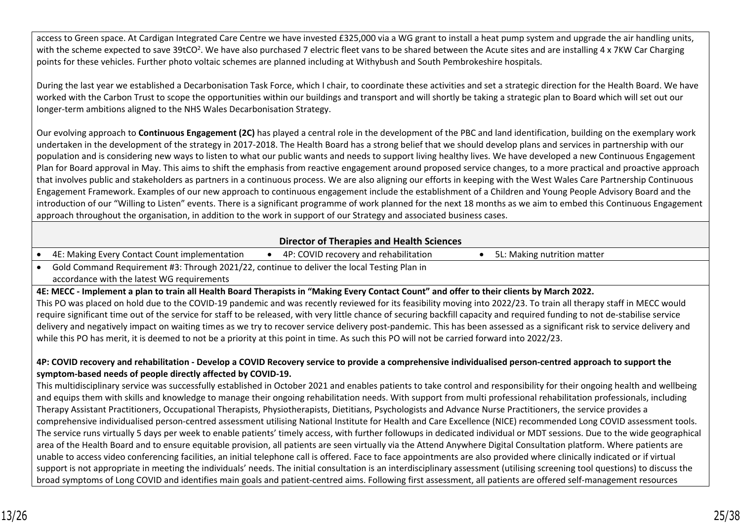access to Green space. At Cardigan Integrated Care Centre we have invested £325,000 via a WG grant to install a heat pump system and upgrade the air handling units, with the scheme expected to save 39t$CO^2$. We have also purchased 7 electric fleet vans to be shared between the Acute sites and are installing 4 x 7KW Car Charging points for these vehicles. Further photo voltaic schemes are planned including at Withybush and South Pembrokeshire hospitals.

During the last year we established a Decarbonisation Task Force, which I chair, to coordinate these activities and set a strategic direction for the Health Board. We have worked with the Carbon Trust to scope the opportunities within our buildings and transport and will shortly be taking a strategic plan to Board which will set out our longer-term ambitions aligned to the NHS Wales Decarbonisation Strategy.

Our evolving approach to **Continuous Engagement (2C)** has played a central role in the development of the PBC and land identification, building on the exemplary work undertaken in the development of the strategy in 2017-2018. The Health Board has a strong belief that we should develop plans and services in partnership with our population and is considering new ways to listen to what our public wants and needs to support living healthy lives. We have developed a new Continuous Engagement Plan for Board approval in May. This aims to shift the emphasis from reactive engagement around proposed service changes, to a more practical and proactive approach that involves public and stakeholders as partners in a continuous process. We are also aligning our efforts in keeping with the West Wales Care Partnership Continuous Engagement Framework. Examples of our new approach to continuous engagement include the establishment of a Children and Young People Advisory Board and the introduction of our "Willing to Listen" events. There is a significant programme of work planned for the next 18 months as we aim to embed this Continuous Engagement approach throughout the organisation, in addition to the work in support of our Strategy and associated business cases.

## Director of Therapies and Health Sciences

- 4E: Making Every Contact Count implementation
- 4P: COVID recovery and rehabilitation
- 5L: Making nutrition matter
- Gold Command Requirement #3: Through 2021/22, continue to deliver the local Testing Plan in accordance with the latest WG requirements

**4E: MECC - Implement a plan to train all Health Board Therapists in "Making Every Contact Count" and offer to their clients by March 2022.**

This PO was placed on hold due to the COVID-19 pandemic and was recently reviewed for its feasibility moving into 2022/23. To train all therapy staff in MECC would require significant time out of the service for staff to be released, with very little chance of securing backfill capacity and required funding to not de-stabilise service delivery and negatively impact on waiting times as we try to recover service delivery post-pandemic. This has been assessed as a significant risk to service delivery and while this PO has merit, it is deemed to not be a priority at this point in time. As such this PO will not be carried forward into 2022/23.

**4P: COVID recovery and rehabilitation - Develop a COVID Recovery service to provide a comprehensive individualised person-centred approach to support the symptom-based needs of people directly affected by COVID-19.**

This multidisciplinary service was successfully established in October 2021 and enables patients to take control and responsibility for their ongoing health and wellbeing and equips them with skills and knowledge to manage their ongoing rehabilitation needs. With support from multi professional rehabilitation professionals, including Therapy Assistant Practitioners, Occupational Therapists, Physiotherapists, Dietitians, Psychologists and Advance Nurse Practitioners, the service provides a comprehensive individualised person-centred assessment utilising National Institute for Health and Care Excellence (NICE) recommended Long COVID assessment tools. The service runs virtually 5 days per week to enable patients' timely access, with further followups in dedicated individual or MDT sessions. Due to the wide geographical area of the Health Board and to ensure equitable provision, all patients are seen virtually via the Attend Anywhere Digital Consultation platform. Where patients are unable to access video conferencing facilities, an initial telephone call is offered. Face to face appointments are also provided where clinically indicated or if virtual support is not appropriate in meeting the individuals' needs. The initial consultation is an interdisciplinary assessment (utilising screening tool questions) to discuss the broad symptoms of Long COVID and identifies main goals and patient-centred aims. Following first assessment, all patients are offered self-management resources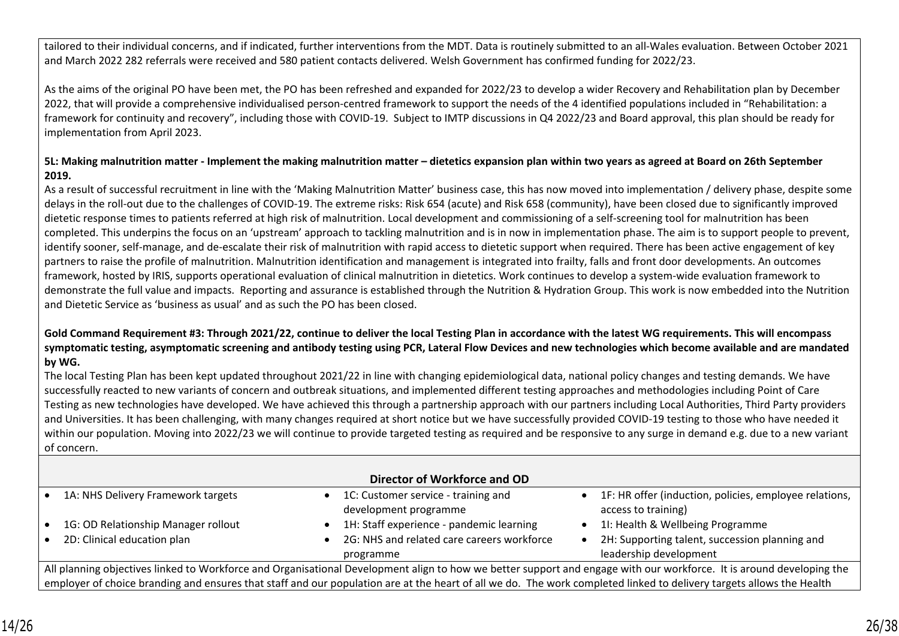tailored to their individual concerns, and if indicated, further interventions from the MDT. Data is routinely submitted to an all-Wales evaluation. Between October 2021 and March 2022 282 referrals were received and 580 patient contacts delivered. Welsh Government has confirmed funding for 2022/23.

As the aims of the original PO have been met, the PO has been refreshed and expanded for 2022/23 to develop a wider Recovery and Rehabilitation plan by December 2022, that will provide a comprehensive individualised person-centred framework to support the needs of the 4 identified populations included in "Rehabilitation: a framework for continuity and recovery", including those with COVID-19. Subject to IMTP discussions in Q4 2022/23 and Board approval, this plan should be ready for implementation from April 2023.

**5L: Making malnutrition matter - Implement the making malnutrition matter – dietetics expansion plan within two years as agreed at Board on 26th September 2019.**

As a result of successful recruitment in line with the 'Making Malnutrition Matter' business case, this has now moved into implementation / delivery phase, despite some delays in the roll-out due to the challenges of COVID-19. The extreme risks: Risk 654 (acute) and Risk 658 (community), have been closed due to significantly improved dietetic response times to patients referred at high risk of malnutrition. Local development and commissioning of a self-screening tool for malnutrition has been completed. This underpins the focus on an 'upstream' approach to tackling malnutrition and is in now in implementation phase. The aim is to support people to prevent, identify sooner, self-manage, and de-escalate their risk of malnutrition with rapid access to dietetic support when required. There has been active engagement of key partners to raise the profile of malnutrition. Malnutrition identification and management is integrated into frailty, falls and front door developments. An outcomes framework, hosted by IRIS, supports operational evaluation of clinical malnutrition in dietetics. Work continues to develop a system-wide evaluation framework to demonstrate the full value and impacts. Reporting and assurance is established through the Nutrition & Hydration Group. This work is now embedded into the Nutrition and Dietetic Service as 'business as usual' and as such the PO has been closed.

**Gold Command Requirement #3: Through 2021/22, continue to deliver the local Testing Plan in accordance with the latest WG requirements. This will encompass symptomatic testing, asymptomatic screening and antibody testing using PCR, Lateral Flow Devices and new technologies which become available and are mandated by WG.**

The local Testing Plan has been kept updated throughout 2021/22 in line with changing epidemiological data, national policy changes and testing demands. We have successfully reacted to new variants of concern and outbreak situations, and implemented different testing approaches and methodologies including Point of Care Testing as new technologies have developed. We have achieved this through a partnership approach with our partners including Local Authorities, Third Party providers and Universities. It has been challenging, with many changes required at short notice but we have successfully provided COVID-19 testing to those who have needed it within our population. Moving into 2022/23 we will continue to provide targeted testing as required and be responsive to any surge in demand e.g. due to a new variant of concern.

## Director of Workforce and OD

- 1A: NHS Delivery Framework targets
- 1C: Customer service - training and development programme
- 1F: HR offer (induction, policies, employee relations, access to training)
- 1G: OD Relationship Manager rollout
- 1H: Staff experience - pandemic learning
- 1I: Health & Wellbeing Programme
- 2D: Clinical education plan
- 2G: NHS and related care careers workforce programme
- 2H: Supporting talent, succession planning and leadership development

All planning objectives linked to Workforce and Organisational Development align to how we better support and engage with our workforce. It is around developing the employer of choice branding and ensures that staff and our population are at the heart of all we do. The work completed linked to delivery targets allows the Health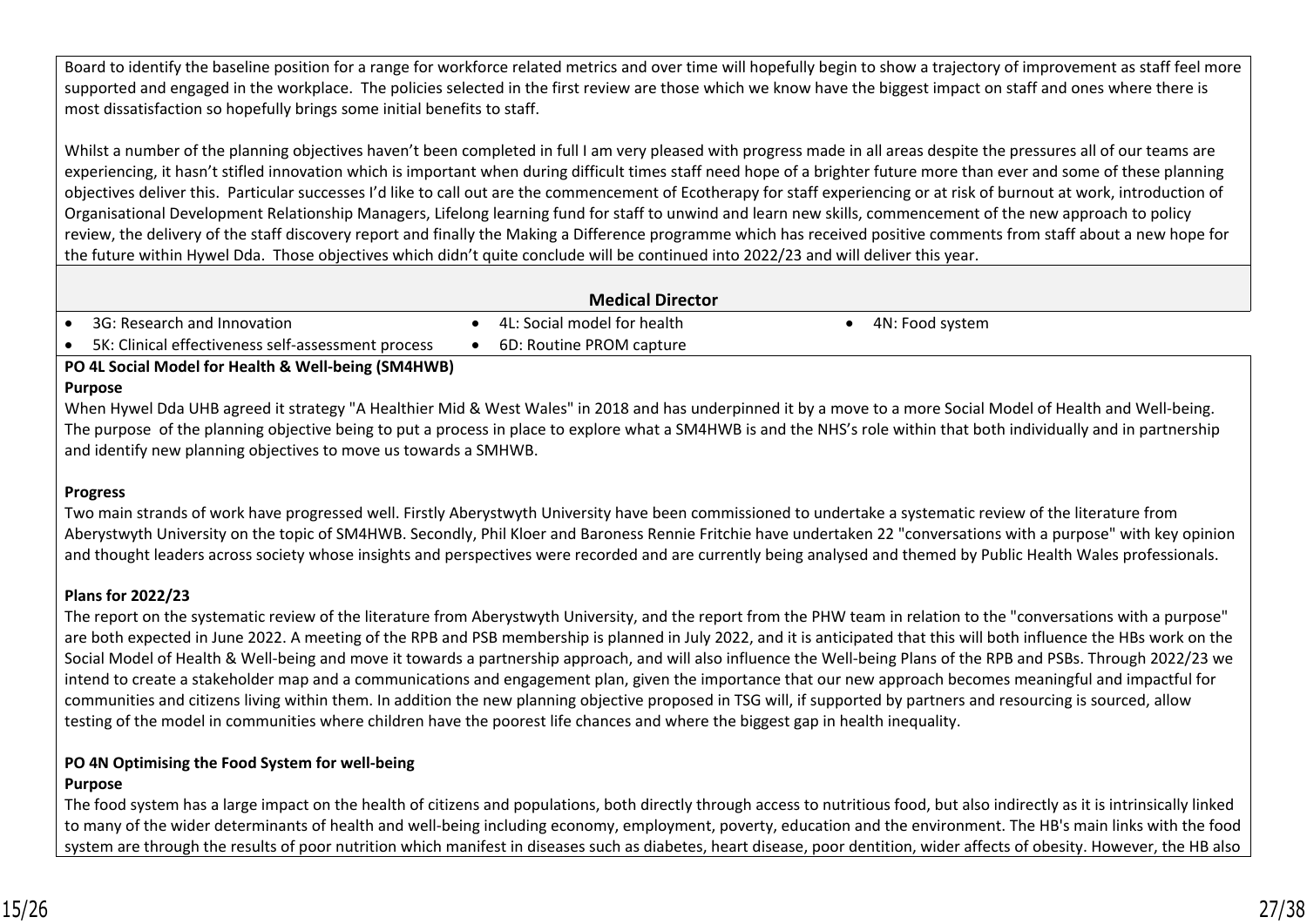Board to identify the baseline position for a range for workforce related metrics and over time will hopefully begin to show a trajectory of improvement as staff feel more supported and engaged in the workplace. The policies selected in the first review are those which we know have the biggest impact on staff and ones where there is most dissatisfaction so hopefully brings some initial benefits to staff.

Whilst a number of the planning objectives haven't been completed in full I am very pleased with progress made in all areas despite the pressures all of our teams are experiencing, it hasn't stifled innovation which is important when during difficult times staff need hope of a brighter future more than ever and some of these planning objectives deliver this. Particular successes I'd like to call out are the commencement of Ecotherapy for staff experiencing or at risk of burnout at work, introduction of Organisational Development Relationship Managers, Lifelong learning fund for staff to unwind and learn new skills, commencement of the new approach to policy review, the delivery of the staff discovery report and finally the Making a Difference programme which has received positive comments from staff about a new hope for the future within Hywel Dda. Those objectives which didn't quite conclude will be continued into 2022/23 and will deliver this year.

## Medical Director

- 3G: Research and Innovation
- 4L: Social model for health
- 4N: Food system
- 5K: Clinical effectiveness self-assessment process
- 6D: Routine PROM capture

**PO 4L Social Model for Health & Well-being (SM4HWB)**

**Purpose**

When Hywel Dda UHB agreed it strategy "A Healthier Mid & West Wales" in 2018 and has underpinned it by a move to a more Social Model of Health and Well-being. The purpose of the planning objective being to put a process in place to explore what a SM4HWB is and the NHS's role within that both individually and in partnership and identify new planning objectives to move us towards a SMHWB.

**Progress**

Two main strands of work have progressed well. Firstly Aberystwyth University have been commissioned to undertake a systematic review of the literature from Aberystwyth University on the topic of SM4HWB. Secondly, Phil Kloer and Baroness Rennie Fritchie have undertaken 22 "conversations with a purpose" with key opinion and thought leaders across society whose insights and perspectives were recorded and are currently being analysed and themed by Public Health Wales professionals.

**Plans for 2022/23**

The report on the systematic review of the literature from Aberystwyth University, and the report from the PHW team in relation to the "conversations with a purpose" are both expected in June 2022. A meeting of the RPB and PSB membership is planned in July 2022, and it is anticipated that this will both influence the HBs work on the Social Model of Health & Well-being and move it towards a partnership approach, and will also influence the Well-being Plans of the RPB and PSBs. Through 2022/23 we intend to create a stakeholder map and a communications and engagement plan, given the importance that our new approach becomes meaningful and impactful for communities and citizens living within them. In addition the new planning objective proposed in TSG will, if supported by partners and resourcing is sourced, allow testing of the model in communities where children have the poorest life chances and where the biggest gap in health inequality.

**PO 4N Optimising the Food System for well-being**

**Purpose**

The food system has a large impact on the health of citizens and populations, both directly through access to nutritious food, but also indirectly as it is intrinsically linked to many of the wider determinants of health and well-being including economy, employment, poverty, education and the environment. The HB's main links with the food system are through the results of poor nutrition which manifest in diseases such as diabetes, heart disease, poor dentition, wider affects of obesity. However, the HB also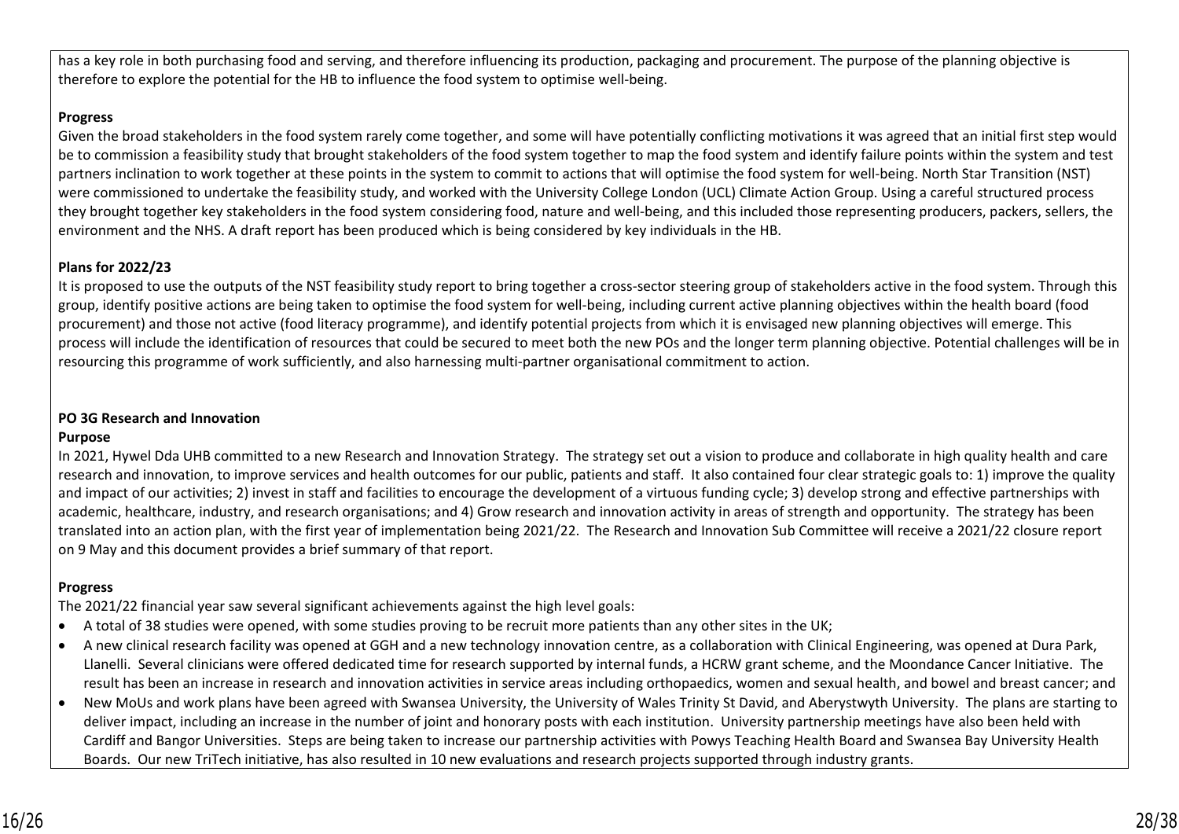has a key role in both purchasing food and serving, and therefore influencing its production, packaging and procurement. The purpose of the planning objective is therefore to explore the potential for the HB to influence the food system to optimise well-being.

**Progress**

Given the broad stakeholders in the food system rarely come together, and some will have potentially conflicting motivations it was agreed that an initial first step would be to commission a feasibility study that brought stakeholders of the food system together to map the food system and identify failure points within the system and test partners inclination to work together at these points in the system to commit to actions that will optimise the food system for well-being. North Star Transition (NST) were commissioned to undertake the feasibility study, and worked with the University College London (UCL) Climate Action Group. Using a careful structured process they brought together key stakeholders in the food system considering food, nature and well-being, and this included those representing producers, packers, sellers, the environment and the NHS. A draft report has been produced which is being considered by key individuals in the HB.

**Plans for 2022/23**

It is proposed to use the outputs of the NST feasibility study report to bring together a cross-sector steering group of stakeholders active in the food system. Through this group, identify positive actions are being taken to optimise the food system for well-being, including current active planning objectives within the health board (food procurement) and those not active (food literacy programme), and identify potential projects from which it is envisaged new planning objectives will emerge. This process will include the identification of resources that could be secured to meet both the new POs and the longer term planning objective. Potential challenges will be in resourcing this programme of work sufficiently, and also harnessing multi-partner organisational commitment to action.

**PO 3G Research and Innovation**

**Purpose**

In 2021, Hywel Dda UHB committed to a new Research and Innovation Strategy. The strategy set out a vision to produce and collaborate in high quality health and care research and innovation, to improve services and health outcomes for our public, patients and staff. It also contained four clear strategic goals to: 1) improve the quality and impact of our activities; 2) invest in staff and facilities to encourage the development of a virtuous funding cycle; 3) develop strong and effective partnerships with academic, healthcare, industry, and research organisations; and 4) Grow research and innovation activity in areas of strength and opportunity. The strategy has been translated into an action plan, with the first year of implementation being 2021/22. The Research and Innovation Sub Committee will receive a 2021/22 closure report on 9 May and this document provides a brief summary of that report.

**Progress**

The 2021/22 financial year saw several significant achievements against the high level goals:

- A total of 38 studies were opened, with some studies proving to be recruit more patients than any other sites in the UK;
- A new clinical research facility was opened at GGH and a new technology innovation centre, as a collaboration with Clinical Engineering, was opened at Dura Park, Llanelli. Several clinicians were offered dedicated time for research supported by internal funds, a HCRW grant scheme, and the Moondance Cancer Initiative. The result has been an increase in research and innovation activities in service areas including orthopaedics, women and sexual health, and bowel and breast cancer; and
- New MoUs and work plans have been agreed with Swansea University, the University of Wales Trinity St David, and Aberystwyth University. The plans are starting to deliver impact, including an increase in the number of joint and honorary posts with each institution. University partnership meetings have also been held with Cardiff and Bangor Universities. Steps are being taken to increase our partnership activities with Powys Teaching Health Board and Swansea Bay University Health Boards. Our new TriTech initiative, has also resulted in 10 new evaluations and research projects supported through industry grants.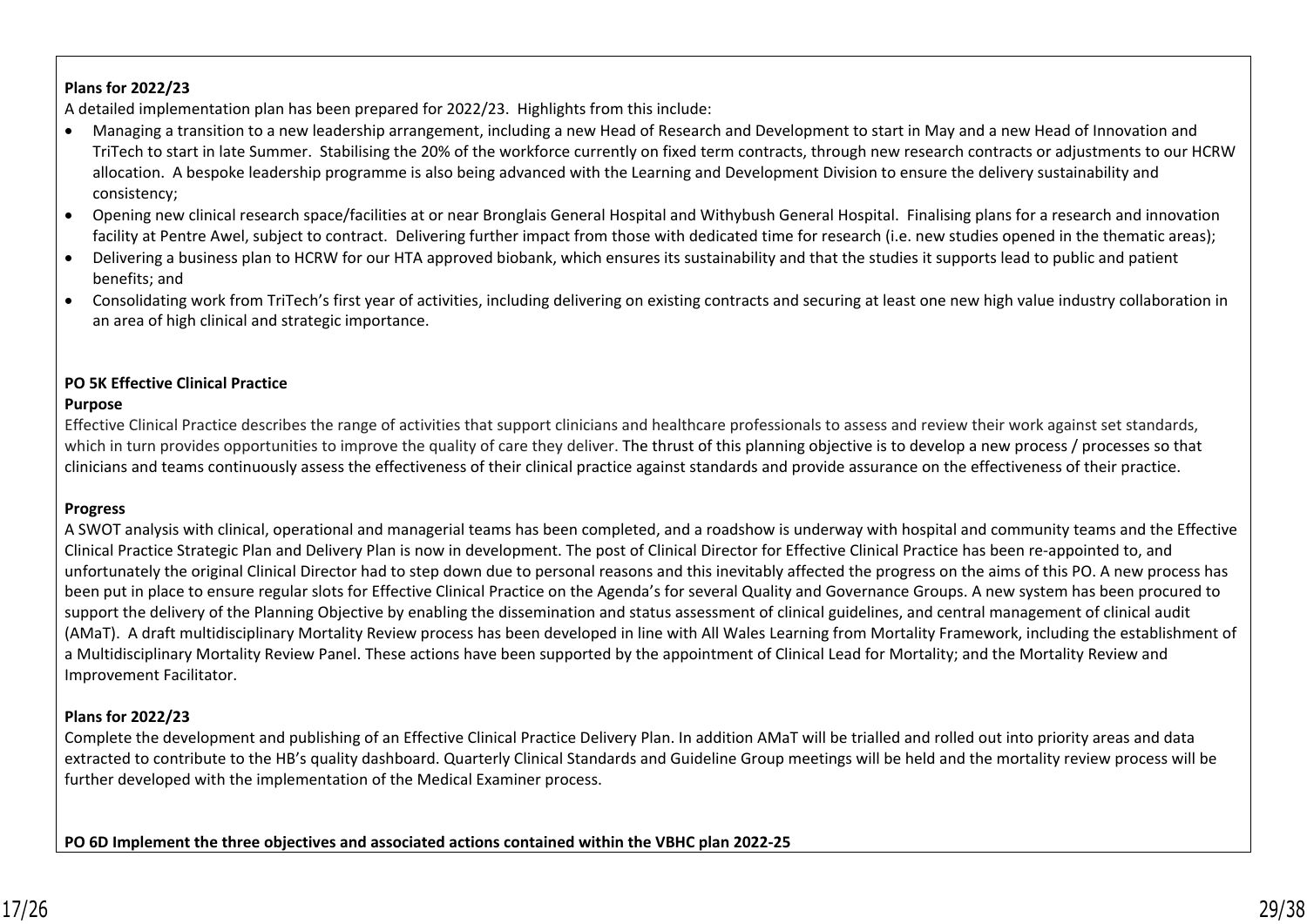**Plans for 2022/23**

A detailed implementation plan has been prepared for 2022/23. Highlights from this include:

- Managing a transition to a new leadership arrangement, including a new Head of Research and Development to start in May and a new Head of Innovation and TriTech to start in late Summer. Stabilising the 20% of the workforce currently on fixed term contracts, through new research contracts or adjustments to our HCRW allocation. A bespoke leadership programme is also being advanced with the Learning and Development Division to ensure the delivery sustainability and consistency;
- Opening new clinical research space/facilities at or near Bronglais General Hospital and Withybush General Hospital. Finalising plans for a research and innovation facility at Pentre Awel, subject to contract. Delivering further impact from those with dedicated time for research (i.e. new studies opened in the thematic areas);
- Delivering a business plan to HCRW for our HTA approved biobank, which ensures its sustainability and that the studies it supports lead to public and patient benefits; and
- Consolidating work from TriTech's first year of activities, including delivering on existing contracts and securing at least one new high value industry collaboration in an area of high clinical and strategic importance.

**PO 5K Effective Clinical Practice**

**Purpose**

Effective Clinical Practice describes the range of activities that support clinicians and healthcare professionals to assess and review their work against set standards, which in turn provides opportunities to improve the quality of care they deliver. The thrust of this planning objective is to develop a new process / processes so that clinicians and teams continuously assess the effectiveness of their clinical practice against standards and provide assurance on the effectiveness of their practice.

**Progress**

A SWOT analysis with clinical, operational and managerial teams has been completed, and a roadshow is underway with hospital and community teams and the Effective Clinical Practice Strategic Plan and Delivery Plan is now in development. The post of Clinical Director for Effective Clinical Practice has been re-appointed to, and unfortunately the original Clinical Director had to step down due to personal reasons and this inevitably affected the progress on the aims of this PO. A new process has been put in place to ensure regular slots for Effective Clinical Practice on the Agenda's for several Quality and Governance Groups. A new system has been procured to support the delivery of the Planning Objective by enabling the dissemination and status assessment of clinical guidelines, and central management of clinical audit (AMaT). A draft multidisciplinary Mortality Review process has been developed in line with All Wales Learning from Mortality Framework, including the establishment of a Multidisciplinary Mortality Review Panel. These actions have been supported by the appointment of Clinical Lead for Mortality; and the Mortality Review and Improvement Facilitator.

**Plans for 2022/23**

Complete the development and publishing of an Effective Clinical Practice Delivery Plan. In addition AMaT will be trialled and rolled out into priority areas and data extracted to contribute to the HB's quality dashboard. Quarterly Clinical Standards and Guideline Group meetings will be held and the mortality review process will be further developed with the implementation of the Medical Examiner process.

**PO 6D Implement the three objectives and associated actions contained within the VBHC plan 2022-25**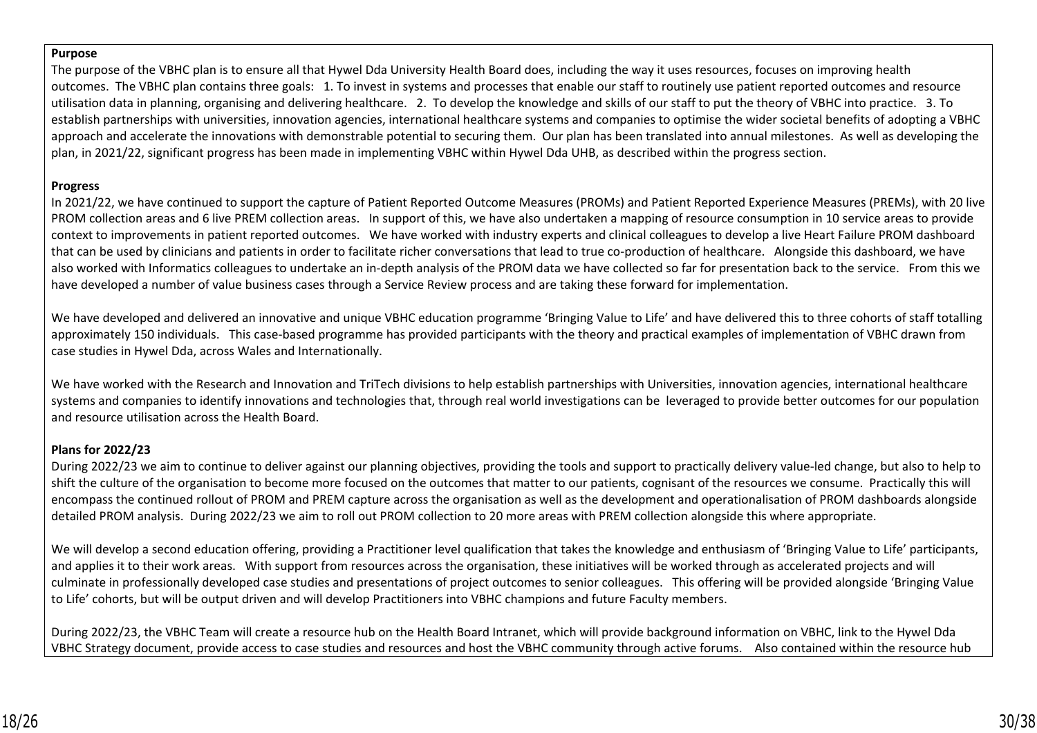**Purpose**

The purpose of the VBHC plan is to ensure all that Hywel Dda University Health Board does, including the way it uses resources, focuses on improving health outcomes. The VBHC plan contains three goals: 1. To invest in systems and processes that enable our staff to routinely use patient reported outcomes and resource utilisation data in planning, organising and delivering healthcare. 2. To develop the knowledge and skills of our staff to put the theory of VBHC into practice. 3. To establish partnerships with universities, innovation agencies, international healthcare systems and companies to optimise the wider societal benefits of adopting a VBHC approach and accelerate the innovations with demonstrable potential to securing them. Our plan has been translated into annual milestones. As well as developing the plan, in 2021/22, significant progress has been made in implementing VBHC within Hywel Dda UHB, as described within the progress section.

**Progress**

In 2021/22, we have continued to support the capture of Patient Reported Outcome Measures (PROMs) and Patient Reported Experience Measures (PREMs), with 20 live PROM collection areas and 6 live PREM collection areas. In support of this, we have also undertaken a mapping of resource consumption in 10 service areas to provide context to improvements in patient reported outcomes. We have worked with industry experts and clinical colleagues to develop a live Heart Failure PROM dashboard that can be used by clinicians and patients in order to facilitate richer conversations that lead to true co-production of healthcare. Alongside this dashboard, we have also worked with Informatics colleagues to undertake an in-depth analysis of the PROM data we have collected so far for presentation back to the service. From this we have developed a number of value business cases through a Service Review process and are taking these forward for implementation.

We have developed and delivered an innovative and unique VBHC education programme 'Bringing Value to Life' and have delivered this to three cohorts of staff totalling approximately 150 individuals. This case-based programme has provided participants with the theory and practical examples of implementation of VBHC drawn from case studies in Hywel Dda, across Wales and Internationally.

We have worked with the Research and Innovation and TriTech divisions to help establish partnerships with Universities, innovation agencies, international healthcare systems and companies to identify innovations and technologies that, through real world investigations can be leveraged to provide better outcomes for our population and resource utilisation across the Health Board.

**Plans for 2022/23**

During 2022/23 we aim to continue to deliver against our planning objectives, providing the tools and support to practically delivery value-led change, but also to help to shift the culture of the organisation to become more focused on the outcomes that matter to our patients, cognisant of the resources we consume. Practically this will encompass the continued rollout of PROM and PREM capture across the organisation as well as the development and operationalisation of PROM dashboards alongside detailed PROM analysis. During 2022/23 we aim to roll out PROM collection to 20 more areas with PREM collection alongside this where appropriate.

We will develop a second education offering, providing a Practitioner level qualification that takes the knowledge and enthusiasm of 'Bringing Value to Life' participants, and applies it to their work areas. With support from resources across the organisation, these initiatives will be worked through as accelerated projects and will culminate in professionally developed case studies and presentations of project outcomes to senior colleagues. This offering will be provided alongside 'Bringing Value to Life' cohorts, but will be output driven and will develop Practitioners into VBHC champions and future Faculty members.

During 2022/23, the VBHC Team will create a resource hub on the Health Board Intranet, which will provide background information on VBHC, link to the Hywel Dda VBHC Strategy document, provide access to case studies and resources and host the VBHC community through active forums. Also contained within the resource hub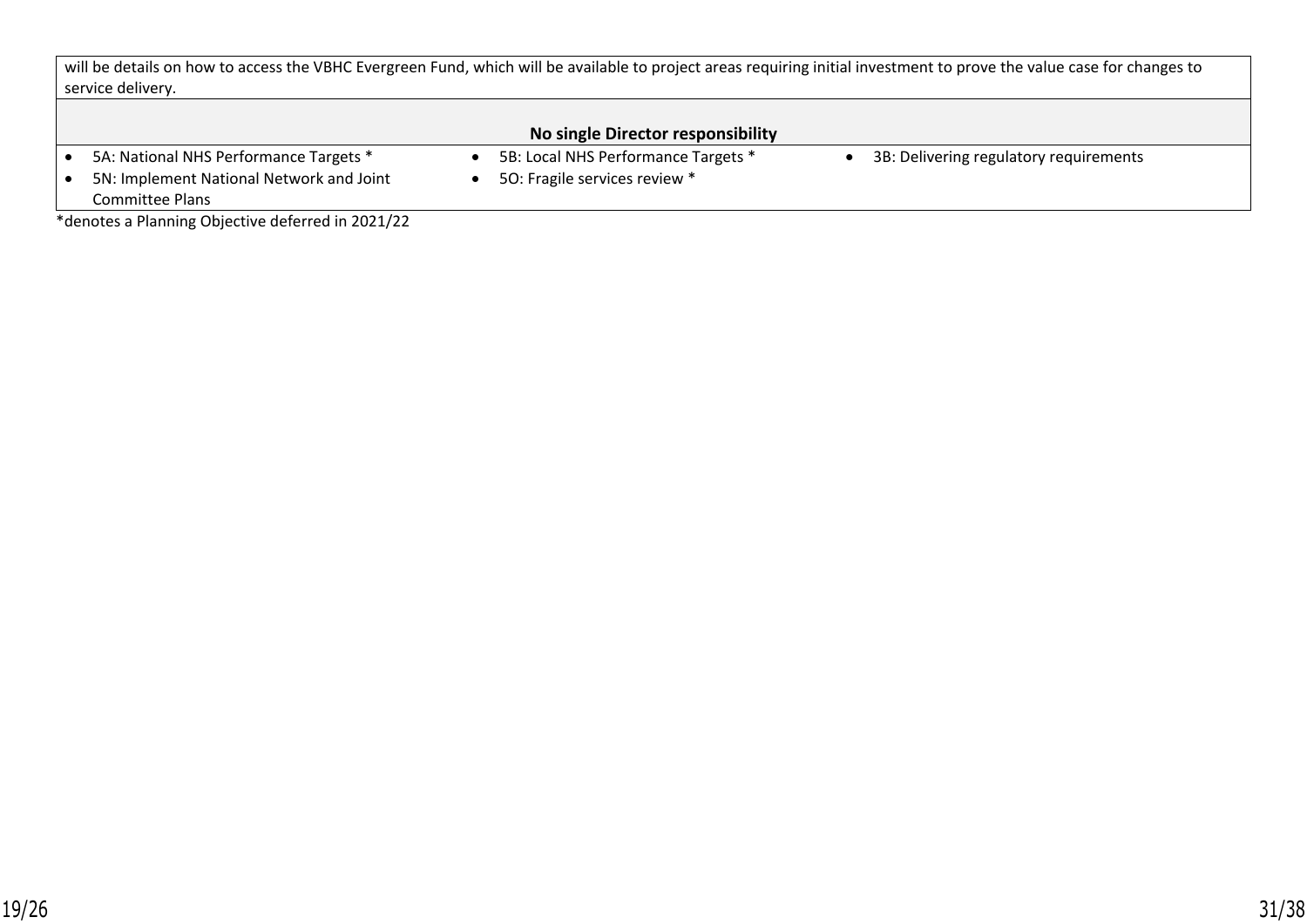will be details on how to access the VBHC Evergreen Fund, which will be available to project areas requiring initial investment to prove the value case for changes to service delivery.

**No single Director responsibility**

- 5A: National NHS Performance Targets *
- 5N: Implement National Network and Joint Committee Plans
- 5B: Local NHS Performance Targets *
- 5O: Fragile services review *
- 3B: Delivering regulatory requirements

*denotes a Planning Objective deferred in 2021/22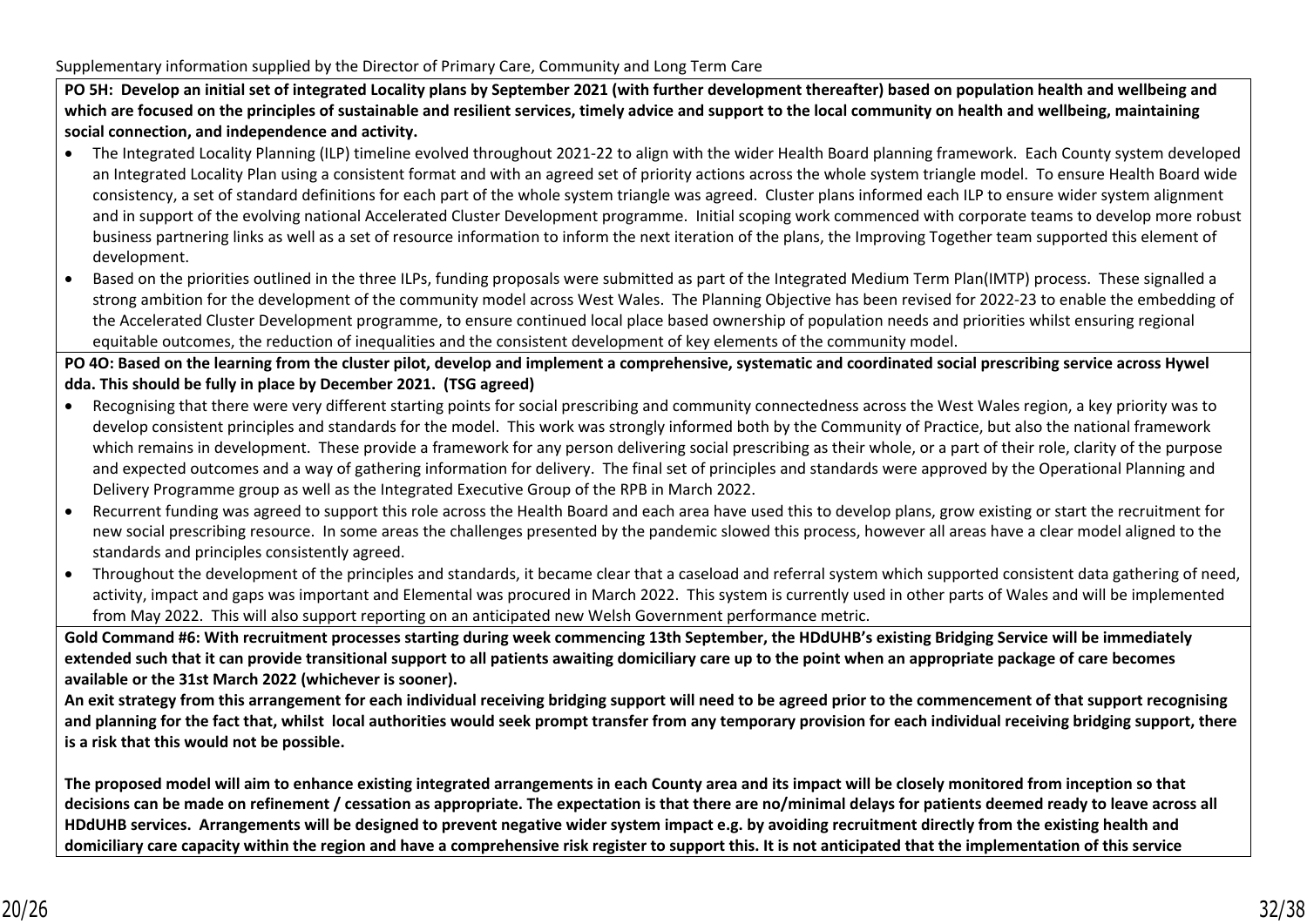Supplementary information supplied by the Director of Primary Care, Community and Long Term Care

**PO 5H: Develop an initial set of integrated Locality plans by September 2021 (with further development thereafter) based on population health and wellbeing and which are focused on the principles of sustainable and resilient services, timely advice and support to the local community on health and wellbeing, maintaining social connection, and independence and activity.**

- The Integrated Locality Planning (ILP) timeline evolved throughout 2021-22 to align with the wider Health Board planning framework. Each County system developed an Integrated Locality Plan using a consistent format and with an agreed set of priority actions across the whole system triangle model. To ensure Health Board wide consistency, a set of standard definitions for each part of the whole system triangle was agreed. Cluster plans informed each ILP to ensure wider system alignment and in support of the evolving national Accelerated Cluster Development programme. Initial scoping work commenced with corporate teams to develop more robust business partnering links as well as a set of resource information to inform the next iteration of the plans, the Improving Together team supported this element of development.
- Based on the priorities outlined in the three ILPs, funding proposals were submitted as part of the Integrated Medium Term Plan(IMTP) process. These signalled a strong ambition for the development of the community model across West Wales. The Planning Objective has been revised for 2022-23 to enable the embedding of the Accelerated Cluster Development programme, to ensure continued local place based ownership of population needs and priorities whilst ensuring regional equitable outcomes, the reduction of inequalities and the consistent development of key elements of the community model.

**PO 4O: Based on the learning from the cluster pilot, develop and implement a comprehensive, systematic and coordinated social prescribing service across Hywel dda. This should be fully in place by December 2021. (TSG agreed)**

- Recognising that there were very different starting points for social prescribing and community connectedness across the West Wales region, a key priority was to develop consistent principles and standards for the model. This work was strongly informed both by the Community of Practice, but also the national framework which remains in development. These provide a framework for any person delivering social prescribing as their whole, or a part of their role, clarity of the purpose and expected outcomes and a way of gathering information for delivery. The final set of principles and standards were approved by the Operational Planning and Delivery Programme group as well as the Integrated Executive Group of the RPB in March 2022.
- Recurrent funding was agreed to support this role across the Health Board and each area have used this to develop plans, grow existing or start the recruitment for new social prescribing resource. In some areas the challenges presented by the pandemic slowed this process, however all areas have a clear model aligned to the standards and principles consistently agreed.
- Throughout the development of the principles and standards, it became clear that a caseload and referral system which supported consistent data gathering of need, activity, impact and gaps was important and Elemental was procured in March 2022. This system is currently used in other parts of Wales and will be implemented from May 2022. This will also support reporting on an anticipated new Welsh Government performance metric.

**Gold Command #6: With recruitment processes starting during week commencing 13th September, the HDdUHB's existing Bridging Service will be immediately extended such that it can provide transitional support to all patients awaiting domiciliary care up to the point when an appropriate package of care becomes available or the 31st March 2022 (whichever is sooner).**

**An exit strategy from this arrangement for each individual receiving bridging support will need to be agreed prior to the commencement of that support recognising and planning for the fact that, whilst local authorities would seek prompt transfer from any temporary provision for each individual receiving bridging support, there is a risk that this would not be possible.**

**The proposed model will aim to enhance existing integrated arrangements in each County area and its impact will be closely monitored from inception so that decisions can be made on refinement / cessation as appropriate. The expectation is that there are no/minimal delays for patients deemed ready to leave across all HDdUHB services. Arrangements will be designed to prevent negative wider system impact e.g. by avoiding recruitment directly from the existing health and domiciliary care capacity within the region and have a comprehensive risk register to support this. It is not anticipated that the implementation of this service**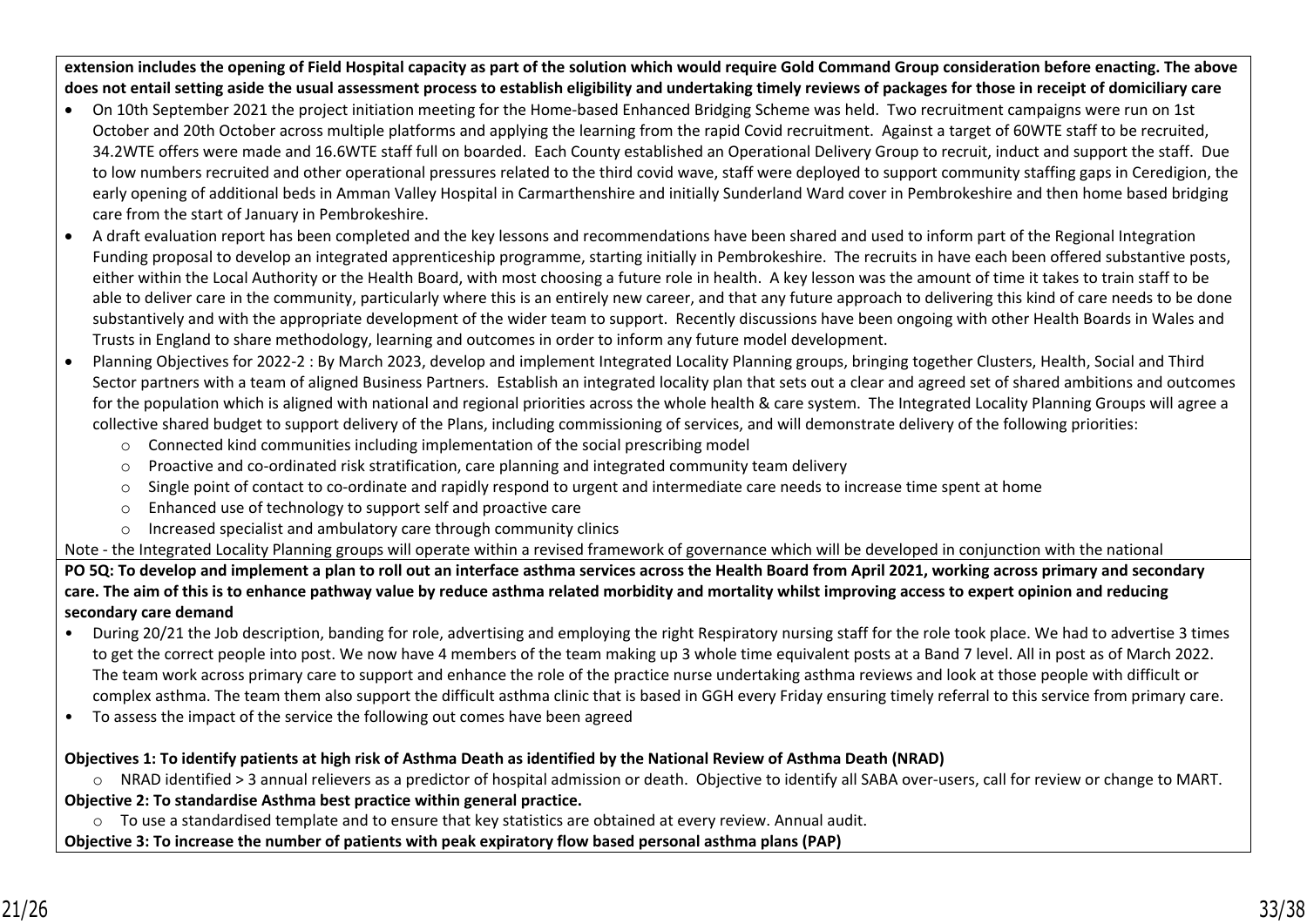**extension includes the opening of Field Hospital capacity as part of the solution which would require Gold Command Group consideration before enacting. The above does not entail setting aside the usual assessment process to establish eligibility and undertaking timely reviews of packages for those in receipt of domiciliary care**

- On 10th September 2021 the project initiation meeting for the Home-based Enhanced Bridging Scheme was held. Two recruitment campaigns were run on 1st October and 20th October across multiple platforms and applying the learning from the rapid Covid recruitment. Against a target of 60WTE staff to be recruited, 34.2WTE offers were made and 16.6WTE staff full on boarded. Each County established an Operational Delivery Group to recruit, induct and support the staff. Due to low numbers recruited and other operational pressures related to the third covid wave, staff were deployed to support community staffing gaps in Ceredigion, the early opening of additional beds in Amman Valley Hospital in Carmarthenshire and initially Sunderland Ward cover in Pembrokeshire and then home based bridging care from the start of January in Pembrokeshire.
- A draft evaluation report has been completed and the key lessons and recommendations have been shared and used to inform part of the Regional Integration Funding proposal to develop an integrated apprenticeship programme, starting initially in Pembrokeshire. The recruits in have each been offered substantive posts, either within the Local Authority or the Health Board, with most choosing a future role in health. A key lesson was the amount of time it takes to train staff to be able to deliver care in the community, particularly where this is an entirely new career, and that any future approach to delivering this kind of care needs to be done substantively and with the appropriate development of the wider team to support. Recently discussions have been ongoing with other Health Boards in Wales and Trusts in England to share methodology, learning and outcomes in order to inform any future model development.
- Planning Objectives for 2022-2 : By March 2023, develop and implement Integrated Locality Planning groups, bringing together Clusters, Health, Social and Third Sector partners with a team of aligned Business Partners. Establish an integrated locality plan that sets out a clear and agreed set of shared ambitions and outcomes for the population which is aligned with national and regional priorities across the whole health & care system. The Integrated Locality Planning Groups will agree a collective shared budget to support delivery of the Plans, including commissioning of services, and will demonstrate delivery of the following priorities:
  - Connected kind communities including implementation of the social prescribing model
  - Proactive and co-ordinated risk stratification, care planning and integrated community team delivery
  - Single point of contact to co-ordinate and rapidly respond to urgent and intermediate care needs to increase time spent at home
  - Enhanced use of technology to support self and proactive care
  - Increased specialist and ambulatory care through community clinics

Note - the Integrated Locality Planning groups will operate within a revised framework of governance which will be developed in conjunction with the national

**PO 5Q: To develop and implement a plan to roll out an interface asthma services across the Health Board from April 2021, working across primary and secondary care. The aim of this is to enhance pathway value by reduce asthma related morbidity and mortality whilst improving access to expert opinion and reducing secondary care demand**

- During 20/21 the Job description, banding for role, advertising and employing the right Respiratory nursing staff for the role took place. We had to advertise 3 times to get the correct people into post. We now have 4 members of the team making up 3 whole time equivalent posts at a Band 7 level. All in post as of March 2022. The team work across primary care to support and enhance the role of the practice nurse undertaking asthma reviews and look at those people with difficult or complex asthma. The team them also support the difficult asthma clinic that is based in GGH every Friday ensuring timely referral to this service from primary care.
- To assess the impact of the service the following out comes have been agreed

**Objectives 1: To identify patients at high risk of Asthma Death as identified by the National Review of Asthma Death (NRAD)**

- NRAD identified > 3 annual relievers as a predictor of hospital admission or death. Objective to identify all SABA over-users, call for review or change to MART.

**Objective 2: To standardise Asthma best practice within general practice.**

- To use a standardised template and to ensure that key statistics are obtained at every review. Annual audit.

**Objective 3: To increase the number of patients with peak expiratory flow based personal asthma plans (PAP)**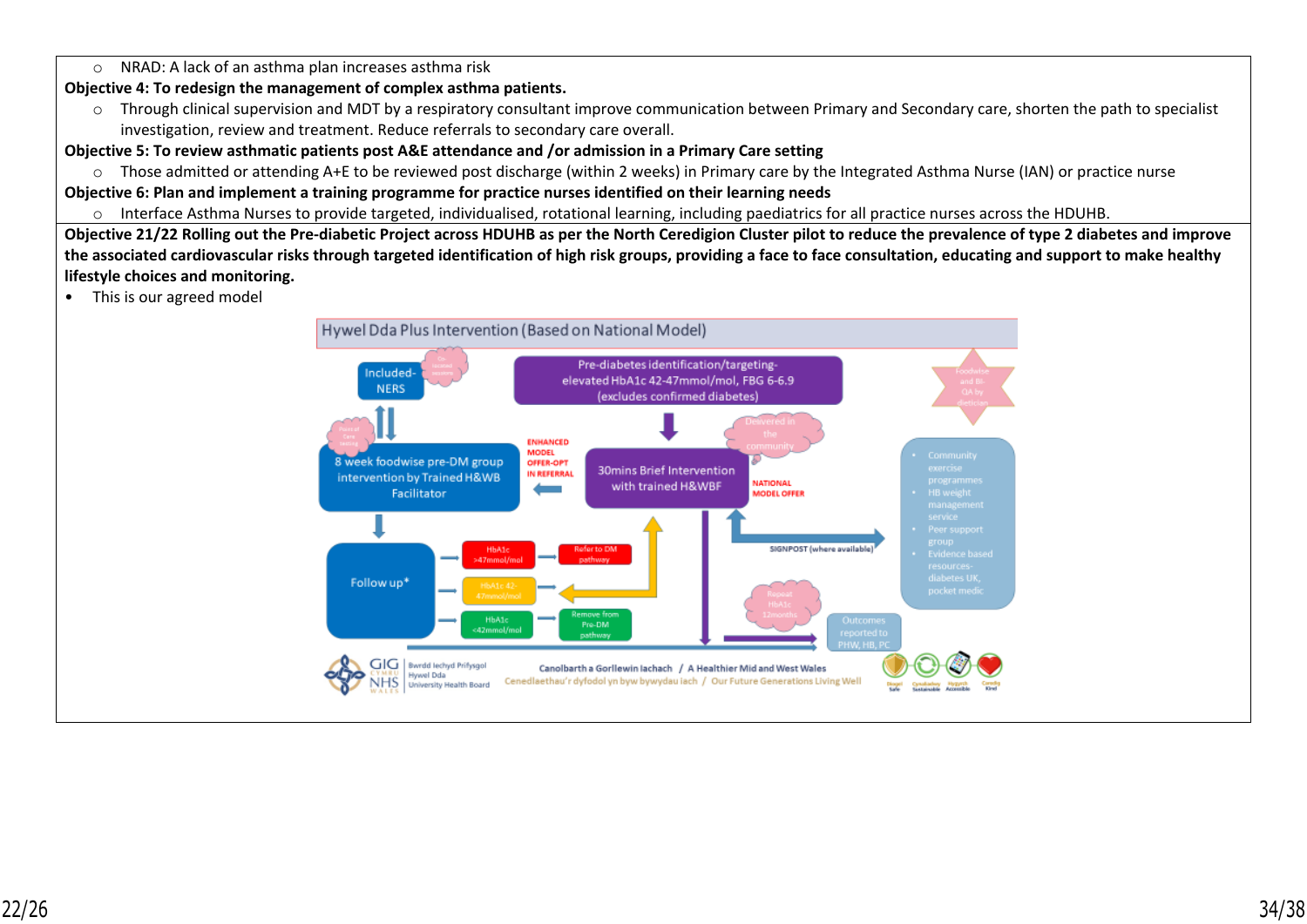- NRAD: A lack of an asthma plan increases asthma risk

**Objective 4: To redesign the management of complex asthma patients.**

- Through clinical supervision and MDT by a respiratory consultant improve communication between Primary and Secondary care, shorten the path to specialist investigation, review and treatment. Reduce referrals to secondary care overall.

**Objective 5: To review asthmatic patients post A&E attendance and /or admission in a Primary Care setting**

- Those admitted or attending A+E to be reviewed post discharge (within 2 weeks) in Primary care by the Integrated Asthma Nurse (IAN) or practice nurse

**Objective 6: Plan and implement a training programme for practice nurses identified on their learning needs**

- Interface Asthma Nurses to provide targeted, individualised, rotational learning, including paediatrics for all practice nurses across the HDUHB.

**Objective 21/22 Rolling out the Pre-diabetic Project across HDUHB as per the North Ceredigion Cluster pilot to reduce the prevalence of type 2 diabetes and improve the associated cardiovascular risks through targeted identification of high risk groups, providing a face to face consultation, educating and support to make healthy lifestyle choices and monitoring.**

- This is our agreed model

Hywel Dda Plus Intervention (Based on National Model)

- Included- NERS
- Pre-diabetes identification/targeting- elevated HbA1c 42-47mmol/mol, FBG 6-6.9 (excludes confirmed diabetes)
- Foodwise and BI-QA by dietician
- 8 week foodwise pre-DM group intervention by Trained H&WB Facilitator
- ENHANCED MODEL OFFER-OPT IN REFERRAL
- 30mins Brief Intervention with trained H&WBF
- Delivered in the community
- NATIONAL MODEL OFFER
- SIGNPOST (where available)
- Community exercise programmes
- HB weight management service
- Peer support group
- Evidence based resources- diabetes UK, pocket medic
- Follow up*
- HbA1c >47mmol/mol → Refer to DM pathway
- HbA1c 42-47mmol/mol
- HbA1c <42mmol/mol → Remove from Pre-DM pathway
- Repeat HbA1c 12months
- Outcomes reported to PHW, HB, PC

GIG CYMRU NHS WALES — Bwrdd Iechyd Prifysgol Hywel Dda University Health Board

Canolbarth a Gorllewin Iachach / A Healthier Mid and West Wales

Cenedlaethau'r dyfodol yn byw bywydau iach / Our Future Generations Living Well

Diogel Safe · Cynaliadwy Sustainable · Hygyrch Accessible · Caredig Kind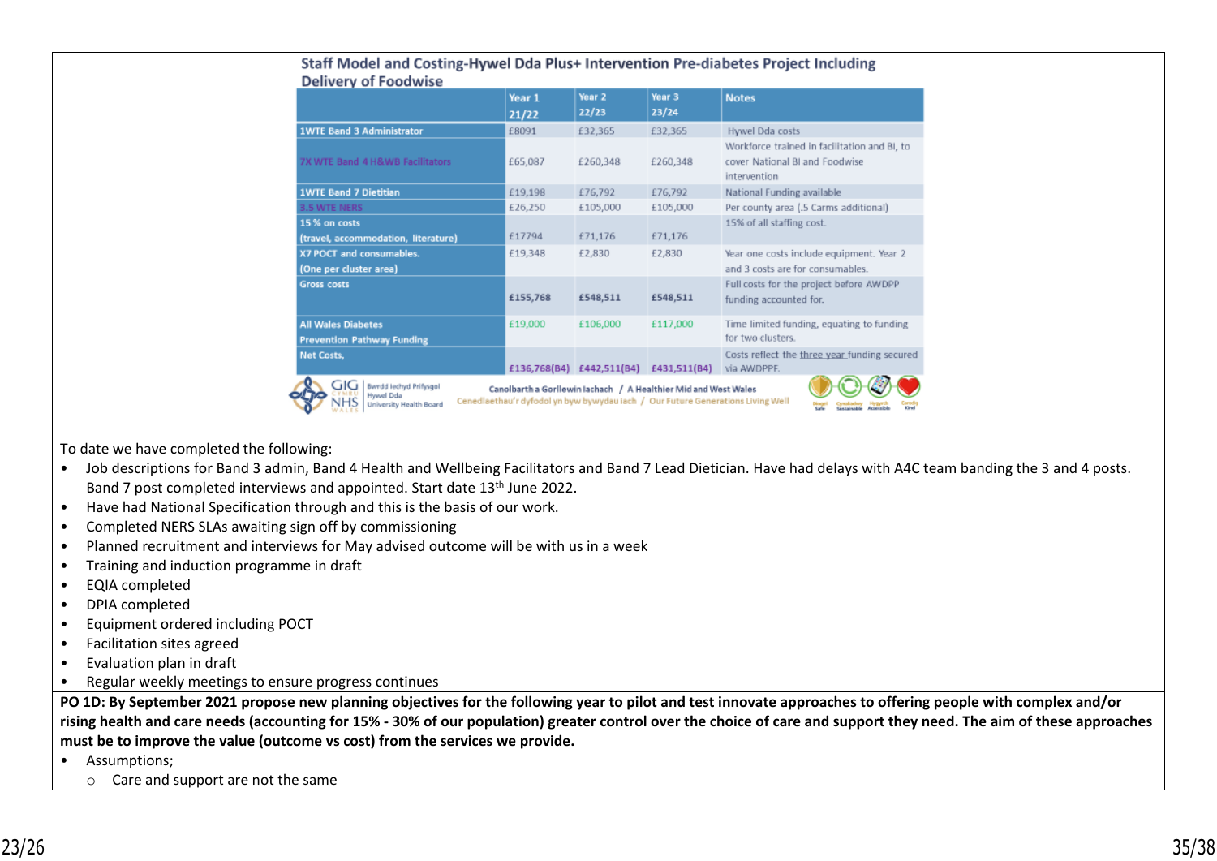**Staff Model and Costing-Hywel Dda Plus+ Intervention Pre-diabetes Project Including Delivery of Foodwise**

| | Year 1 21/22 | Year 2 22/23 | Year 3 23/24 | Notes |
|---|---|---|---|---|
| 1WTE Band 3 Administrator | £8091 | £32,365 | £32,365 | Hywel Dda costs |
| 7X WTE Band 4 H&WB Facilitators | £65,087 | £260,348 | £260,348 | Workforce trained in facilitation and BI, to cover National BI and Foodwise intervention |
| 1WTE Band 7 Dietitian | £19,198 | £76,792 | £76,792 | National Funding available |
| 3.5 WTE NERS | £26,250 | £105,000 | £105,000 | Per county area (.5 Carms additional) |
| 15 % on costs (travel, accommodation, literature) | £17794 | £71,176 | £71,176 | 15% of all staffing cost. |
| X7 POCT and consumables. (One per cluster area) | £19,348 | £2,830 | £2,830 | Year one costs include equipment. Year 2 and 3 costs are for consumables. |
| Gross costs | £155,768 | £548,511 | £548,511 | Full costs for the project before AWDPP funding accounted for. |
| All Wales Diabetes Prevention Pathway Funding | £19,000 | £106,000 | £117,000 | Time limited funding, equating to funding for two clusters. |
| Net Costs, | £136,768(B4) | £442,511(B4) | £431,511(B4) | Costs reflect the three year funding secured via AWDPPF. |

To date we have completed the following:

- Job descriptions for Band 3 admin, Band 4 Health and Wellbeing Facilitators and Band 7 Lead Dietician. Have had delays with A4C team banding the 3 and 4 posts. Band 7 post completed interviews and appointed. Start date 13th June 2022.
- Have had National Specification through and this is the basis of our work.
- Completed NERS SLAs awaiting sign off by commissioning
- Planned recruitment and interviews for May advised outcome will be with us in a week
- Training and induction programme in draft
- EQIA completed
- DPIA completed
- Equipment ordered including POCT
- Facilitation sites agreed
- Evaluation plan in draft
- Regular weekly meetings to ensure progress continues

**PO 1D: By September 2021 propose new planning objectives for the following year to pilot and test innovate approaches to offering people with complex and/or rising health and care needs (accounting for 15% - 30% of our population) greater control over the choice of care and support they need. The aim of these approaches must be to improve the value (outcome vs cost) from the services we provide.**

- Assumptions;
  - Care and support are not the same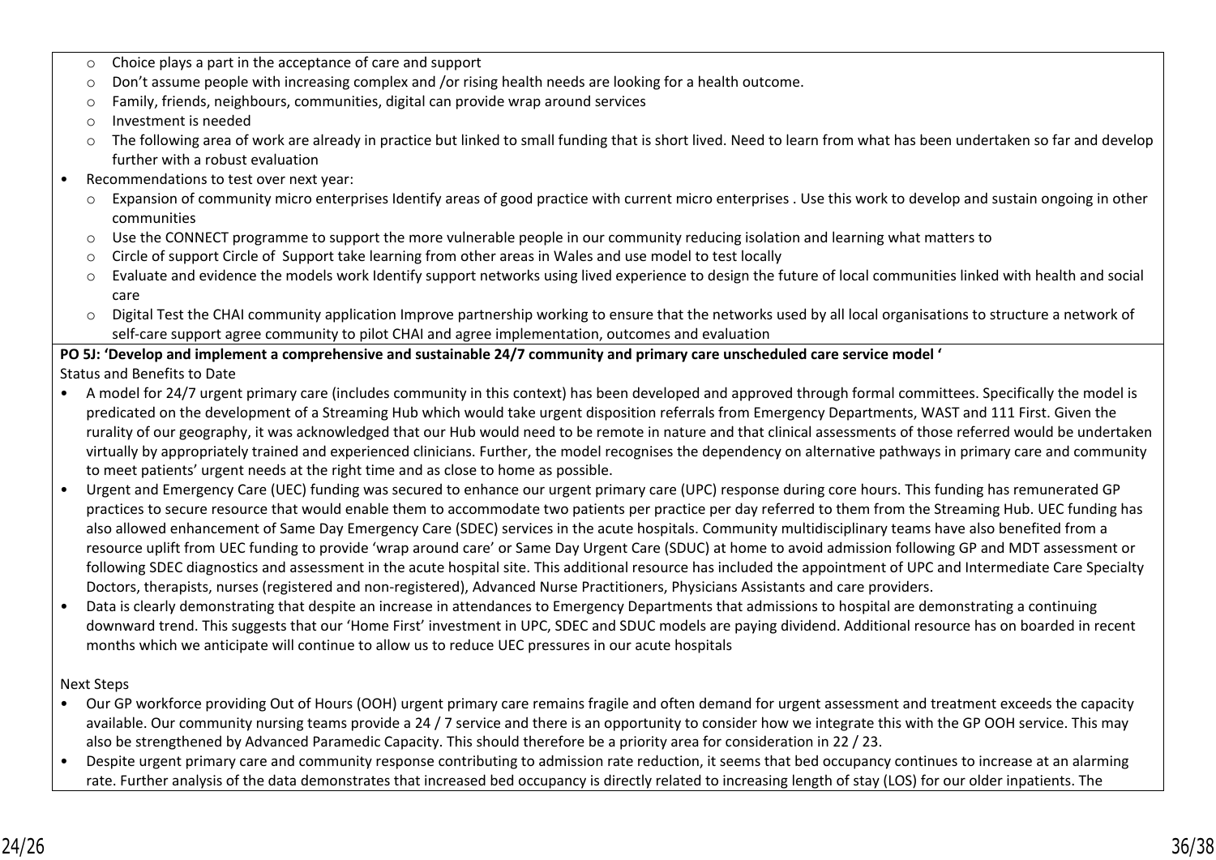- Choice plays a part in the acceptance of care and support
  - Don't assume people with increasing complex and /or rising health needs are looking for a health outcome.
  - Family, friends, neighbours, communities, digital can provide wrap around services
  - Investment is needed
  - The following area of work are already in practice but linked to small funding that is short lived. Need to learn from what has been undertaken so far and develop further with a robust evaluation
- Recommendations to test over next year:
  - Expansion of community micro enterprises Identify areas of good practice with current micro enterprises . Use this work to develop and sustain ongoing in other communities
  - Use the CONNECT programme to support the more vulnerable people in our community reducing isolation and learning what matters to
  - Circle of support Circle of Support take learning from other areas in Wales and use model to test locally
  - Evaluate and evidence the models work Identify support networks using lived experience to design the future of local communities linked with health and social care
  - Digital Test the CHAI community application Improve partnership working to ensure that the networks used by all local organisations to structure a network of self-care support agree community to pilot CHAI and agree implementation, outcomes and evaluation

**PO 5J: 'Develop and implement a comprehensive and sustainable 24/7 community and primary care unscheduled care service model '**

Status and Benefits to Date

- A model for 24/7 urgent primary care (includes community in this context) has been developed and approved through formal committees. Specifically the model is predicated on the development of a Streaming Hub which would take urgent disposition referrals from Emergency Departments, WAST and 111 First. Given the rurality of our geography, it was acknowledged that our Hub would need to be remote in nature and that clinical assessments of those referred would be undertaken virtually by appropriately trained and experienced clinicians. Further, the model recognises the dependency on alternative pathways in primary care and community to meet patients' urgent needs at the right time and as close to home as possible.
- Urgent and Emergency Care (UEC) funding was secured to enhance our urgent primary care (UPC) response during core hours. This funding has remunerated GP practices to secure resource that would enable them to accommodate two patients per practice per day referred to them from the Streaming Hub. UEC funding has also allowed enhancement of Same Day Emergency Care (SDEC) services in the acute hospitals. Community multidisciplinary teams have also benefited from a resource uplift from UEC funding to provide 'wrap around care' or Same Day Urgent Care (SDUC) at home to avoid admission following GP and MDT assessment or following SDEC diagnostics and assessment in the acute hospital site. This additional resource has included the appointment of UPC and Intermediate Care Specialty Doctors, therapists, nurses (registered and non-registered), Advanced Nurse Practitioners, Physicians Assistants and care providers.
- Data is clearly demonstrating that despite an increase in attendances to Emergency Departments that admissions to hospital are demonstrating a continuing downward trend. This suggests that our 'Home First' investment in UPC, SDEC and SDUC models are paying dividend. Additional resource has on boarded in recent months which we anticipate will continue to allow us to reduce UEC pressures in our acute hospitals

Next Steps

- Our GP workforce providing Out of Hours (OOH) urgent primary care remains fragile and often demand for urgent assessment and treatment exceeds the capacity available. Our community nursing teams provide a 24 / 7 service and there is an opportunity to consider how we integrate this with the GP OOH service. This may also be strengthened by Advanced Paramedic Capacity. This should therefore be a priority area for consideration in 22 / 23.
- Despite urgent primary care and community response contributing to admission rate reduction, it seems that bed occupancy continues to increase at an alarming rate. Further analysis of the data demonstrates that increased bed occupancy is directly related to increasing length of stay (LOS) for our older inpatients. The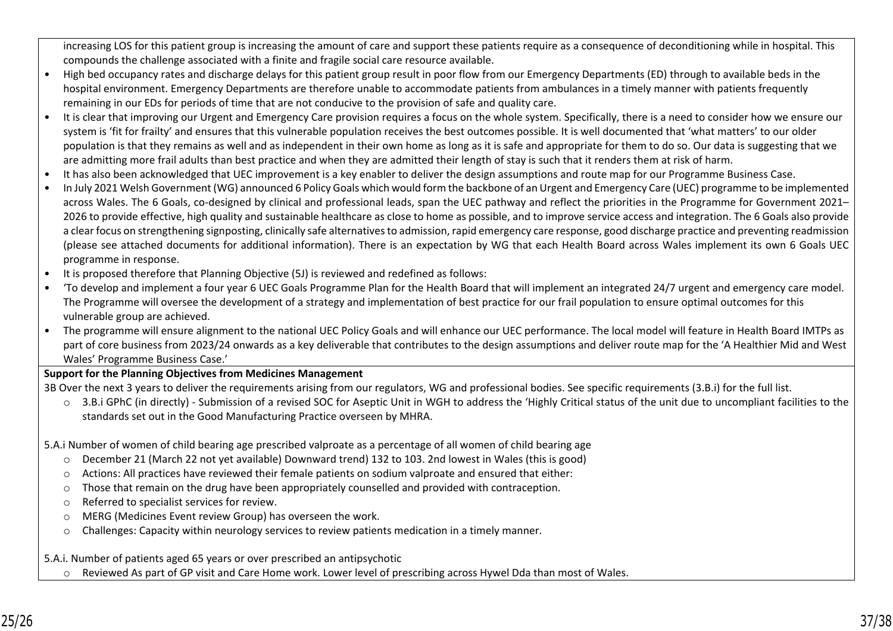increasing LOS for this patient group is increasing the amount of care and support these patients require as a consequence of deconditioning while in hospital. This compounds the challenge associated with a finite and fragile social care resource available.

- High bed occupancy rates and discharge delays for this patient group result in poor flow from our Emergency Departments (ED) through to available beds in the hospital environment. Emergency Departments are therefore unable to accommodate patients from ambulances in a timely manner with patients frequently remaining in our EDs for periods of time that are not conducive to the provision of safe and quality care.
- It is clear that improving our Urgent and Emergency Care provision requires a focus on the whole system. Specifically, there is a need to consider how we ensure our system is 'fit for frailty' and ensures that this vulnerable population receives the best outcomes possible. It is well documented that 'what matters' to our older population is that they remains as well and as independent in their own home as long as it is safe and appropriate for them to do so. Our data is suggesting that we are admitting more frail adults than best practice and when they are admitted their length of stay is such that it renders them at risk of harm.
- It has also been acknowledged that UEC improvement is a key enabler to deliver the design assumptions and route map for our Programme Business Case.
- In July 2021 Welsh Government (WG) announced 6 Policy Goals which would form the backbone of an Urgent and Emergency Care (UEC) programme to be implemented across Wales. The 6 Goals, co-designed by clinical and professional leads, span the UEC pathway and reflect the priorities in the Programme for Government 2021–2026 to provide effective, high quality and sustainable healthcare as close to home as possible, and to improve service access and integration. The 6 Goals also provide a clear focus on strengthening signposting, clinically safe alternatives to admission, rapid emergency care response, good discharge practice and preventing readmission (please see attached documents for additional information). There is an expectation by WG that each Health Board across Wales implement its own 6 Goals UEC programme in response.
- It is proposed therefore that Planning Objective (5J) is reviewed and redefined as follows:
- 'To develop and implement a four year 6 UEC Goals Programme Plan for the Health Board that will implement an integrated 24/7 urgent and emergency care model. The Programme will oversee the development of a strategy and implementation of best practice for our frail population to ensure optimal outcomes for this vulnerable group are achieved.
- The programme will ensure alignment to the national UEC Policy Goals and will enhance our UEC performance. The local model will feature in Health Board IMTPs as part of core business from 2023/24 onwards as a key deliverable that contributes to the design assumptions and deliver route map for the 'A Healthier Mid and West Wales' Programme Business Case.'

**Support for the Planning Objectives from Medicines Management**

3B Over the next 3 years to deliver the requirements arising from our regulators, WG and professional bodies. See specific requirements (3.B.i) for the full list.

- 3.B.i GPhC (in directly) - Submission of a revised SOC for Aseptic Unit in WGH to address the 'Highly Critical status of the unit due to uncompliant facilities to the standards set out in the Good Manufacturing Practice overseen by MHRA.

5.A.i Number of women of child bearing age prescribed valproate as a percentage of all women of child bearing age

- December 21 (March 22 not yet available) Downward trend) 132 to 103. 2nd lowest in Wales (this is good)
- Actions: All practices have reviewed their female patients on sodium valproate and ensured that either:
- Those that remain on the drug have been appropriately counselled and provided with contraception.
- Referred to specialist services for review.
- MERG (Medicines Event review Group) has overseen the work.
- Challenges: Capacity within neurology services to review patients medication in a timely manner.

5.A.i. Number of patients aged 65 years or over prescribed an antipsychotic

- Reviewed As part of GP visit and Care Home work. Lower level of prescribing across Hywel Dda than most of Wales.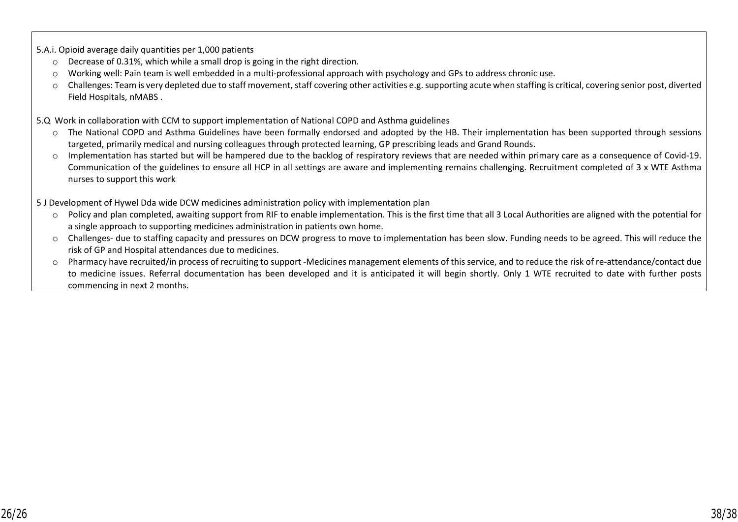5.A.i. Opioid average daily quantities per 1,000 patients

- Decrease of 0.31%, which while a small drop is going in the right direction.
- Working well: Pain team is well embedded in a multi-professional approach with psychology and GPs to address chronic use.
- Challenges: Team is very depleted due to staff movement, staff covering other activities e.g. supporting acute when staffing is critical, covering senior post, diverted Field Hospitals, nMABS .

5.Q Work in collaboration with CCM to support implementation of National COPD and Asthma guidelines

- The National COPD and Asthma Guidelines have been formally endorsed and adopted by the HB. Their implementation has been supported through sessions targeted, primarily medical and nursing colleagues through protected learning, GP prescribing leads and Grand Rounds.
- Implementation has started but will be hampered due to the backlog of respiratory reviews that are needed within primary care as a consequence of Covid-19. Communication of the guidelines to ensure all HCP in all settings are aware and implementing remains challenging. Recruitment completed of 3 x WTE Asthma nurses to support this work

5 J Development of Hywel Dda wide DCW medicines administration policy with implementation plan

- Policy and plan completed, awaiting support from RIF to enable implementation. This is the first time that all 3 Local Authorities are aligned with the potential for a single approach to supporting medicines administration in patients own home.
- Challenges- due to staffing capacity and pressures on DCW progress to move to implementation has been slow. Funding needs to be agreed. This will reduce the risk of GP and Hospital attendances due to medicines.
- Pharmacy have recruited/in process of recruiting to support -Medicines management elements of this service, and to reduce the risk of re-attendance/contact due to medicine issues. Referral documentation has been developed and it is anticipated it will begin shortly. Only 1 WTE recruited to date with further posts commencing in next 2 months.